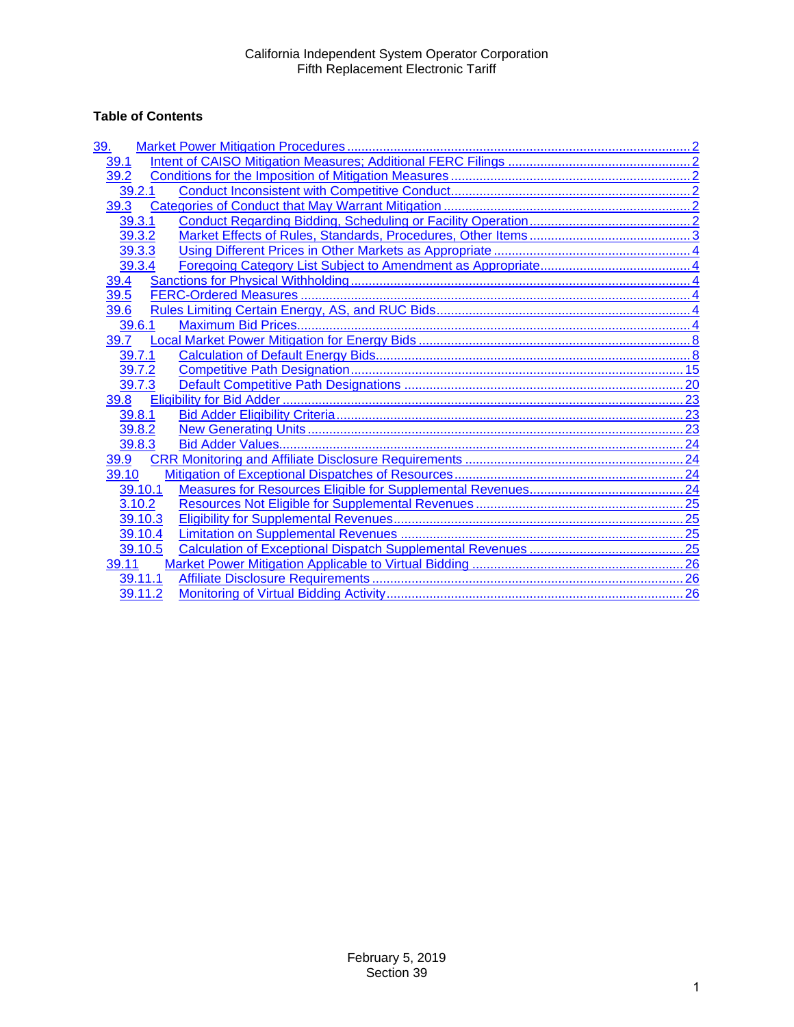California Independent System Operator Corporation
Fifth Replacement Electronic Tariff

**Table of Contents**

- 39. Market Power Mitigation Procedures ........ 2
  - 39.1 Intent of CAISO Mitigation Measures; Additional FERC Filings ........ 2
  - 39.2 Conditions for the Imposition of Mitigation Measures ........ 2
    - 39.2.1 Conduct Inconsistent with Competitive Conduct ........ 2
  - 39.3 Categories of Conduct that May Warrant Mitigation ........ 2
    - 39.3.1 Conduct Regarding Bidding, Scheduling or Facility Operation ........ 2
    - 39.3.2 Market Effects of Rules, Standards, Procedures, Other Items ........ 3
    - 39.3.3 Using Different Prices in Other Markets as Appropriate ........ 4
    - 39.3.4 Foregoing Category List Subject to Amendment as Appropriate ........ 4
  - 39.4 Sanctions for Physical Withholding ........ 4
  - 39.5 FERC-Ordered Measures ........ 4
  - 39.6 Rules Limiting Certain Energy, AS, and RUC Bids ........ 4
    - 39.6.1 Maximum Bid Prices ........ 4
  - 39.7 Local Market Power Mitigation for Energy Bids ........ 8
    - 39.7.1 Calculation of Default Energy Bids ........ 8
    - 39.7.2 Competitive Path Designation ........ 15
    - 39.7.3 Default Competitive Path Designations ........ 20
  - 39.8 Eligibility for Bid Adder ........ 23
    - 39.8.1 Bid Adder Eligibility Criteria ........ 23
    - 39.8.2 New Generating Units ........ 23
    - 39.8.3 Bid Adder Values ........ 24
  - 39.9 CRR Monitoring and Affiliate Disclosure Requirements ........ 24
  - 39.10 Mitigation of Exceptional Dispatches of Resources ........ 24
    - 39.10.1 Measures for Resources Eligible for Supplemental Revenues ........ 24
    - 3.10.2 Resources Not Eligible for Supplemental Revenues ........ 25
    - 39.10.3 Eligibility for Supplemental Revenues ........ 25
    - 39.10.4 Limitation on Supplemental Revenues ........ 25
    - 39.10.5 Calculation of Exceptional Dispatch Supplemental Revenues ........ 25
  - 39.11 Market Power Mitigation Applicable to Virtual Bidding ........ 26
    - 39.11.1 Affiliate Disclosure Requirements ........ 26
    - 39.11.2 Monitoring of Virtual Bidding Activity ........ 26

February 5, 2019
Section 39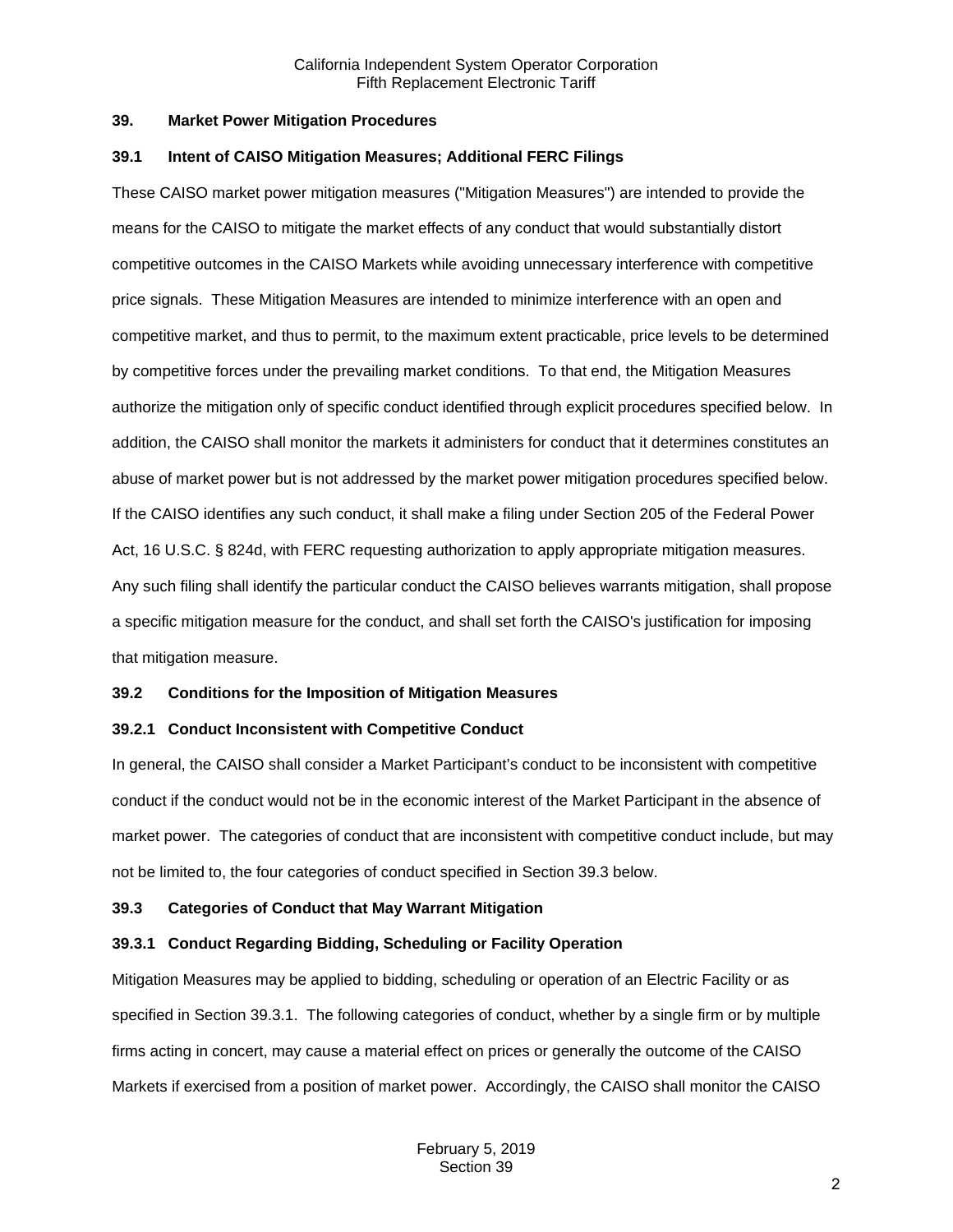## 39. Market Power Mitigation Procedures

### 39.1 Intent of CAISO Mitigation Measures; Additional FERC Filings

These CAISO market power mitigation measures ("Mitigation Measures") are intended to provide the means for the CAISO to mitigate the market effects of any conduct that would substantially distort competitive outcomes in the CAISO Markets while avoiding unnecessary interference with competitive price signals. These Mitigation Measures are intended to minimize interference with an open and competitive market, and thus to permit, to the maximum extent practicable, price levels to be determined by competitive forces under the prevailing market conditions. To that end, the Mitigation Measures authorize the mitigation only of specific conduct identified through explicit procedures specified below. In addition, the CAISO shall monitor the markets it administers for conduct that it determines constitutes an abuse of market power but is not addressed by the market power mitigation procedures specified below. If the CAISO identifies any such conduct, it shall make a filing under Section 205 of the Federal Power Act, 16 U.S.C. § 824d, with FERC requesting authorization to apply appropriate mitigation measures. Any such filing shall identify the particular conduct the CAISO believes warrants mitigation, shall propose a specific mitigation measure for the conduct, and shall set forth the CAISO's justification for imposing that mitigation measure.

### 39.2 Conditions for the Imposition of Mitigation Measures

#### 39.2.1 Conduct Inconsistent with Competitive Conduct

In general, the CAISO shall consider a Market Participant's conduct to be inconsistent with competitive conduct if the conduct would not be in the economic interest of the Market Participant in the absence of market power. The categories of conduct that are inconsistent with competitive conduct include, but may not be limited to, the four categories of conduct specified in Section 39.3 below.

### 39.3 Categories of Conduct that May Warrant Mitigation

#### 39.3.1 Conduct Regarding Bidding, Scheduling or Facility Operation

Mitigation Measures may be applied to bidding, scheduling or operation of an Electric Facility or as specified in Section 39.3.1. The following categories of conduct, whether by a single firm or by multiple firms acting in concert, may cause a material effect on prices or generally the outcome of the CAISO Markets if exercised from a position of market power. Accordingly, the CAISO shall monitor the CAISO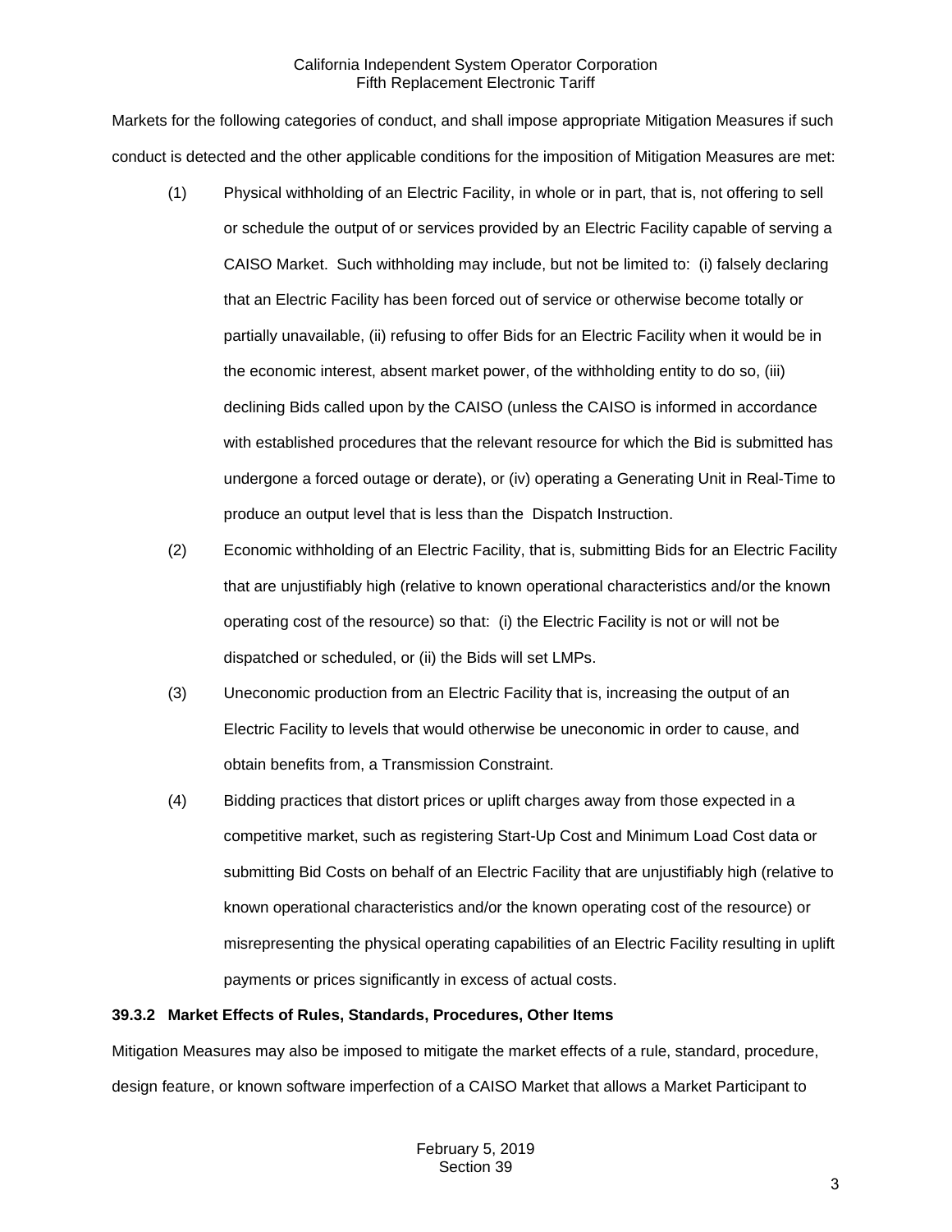Markets for the following categories of conduct, and shall impose appropriate Mitigation Measures if such conduct is detected and the other applicable conditions for the imposition of Mitigation Measures are met:

(1) Physical withholding of an Electric Facility, in whole or in part, that is, not offering to sell or schedule the output of or services provided by an Electric Facility capable of serving a CAISO Market. Such withholding may include, but not be limited to: (i) falsely declaring that an Electric Facility has been forced out of service or otherwise become totally or partially unavailable, (ii) refusing to offer Bids for an Electric Facility when it would be in the economic interest, absent market power, of the withholding entity to do so, (iii) declining Bids called upon by the CAISO (unless the CAISO is informed in accordance with established procedures that the relevant resource for which the Bid is submitted has undergone a forced outage or derate), or (iv) operating a Generating Unit in Real-Time to produce an output level that is less than the Dispatch Instruction.

(2) Economic withholding of an Electric Facility, that is, submitting Bids for an Electric Facility that are unjustifiably high (relative to known operational characteristics and/or the known operating cost of the resource) so that: (i) the Electric Facility is not or will not be dispatched or scheduled, or (ii) the Bids will set LMPs.

(3) Uneconomic production from an Electric Facility that is, increasing the output of an Electric Facility to levels that would otherwise be uneconomic in order to cause, and obtain benefits from, a Transmission Constraint.

(4) Bidding practices that distort prices or uplift charges away from those expected in a competitive market, such as registering Start-Up Cost and Minimum Load Cost data or submitting Bid Costs on behalf of an Electric Facility that are unjustifiably high (relative to known operational characteristics and/or the known operating cost of the resource) or misrepresenting the physical operating capabilities of an Electric Facility resulting in uplift payments or prices significantly in excess of actual costs.

**39.3.2 Market Effects of Rules, Standards, Procedures, Other Items**

Mitigation Measures may also be imposed to mitigate the market effects of a rule, standard, procedure, design feature, or known software imperfection of a CAISO Market that allows a Market Participant to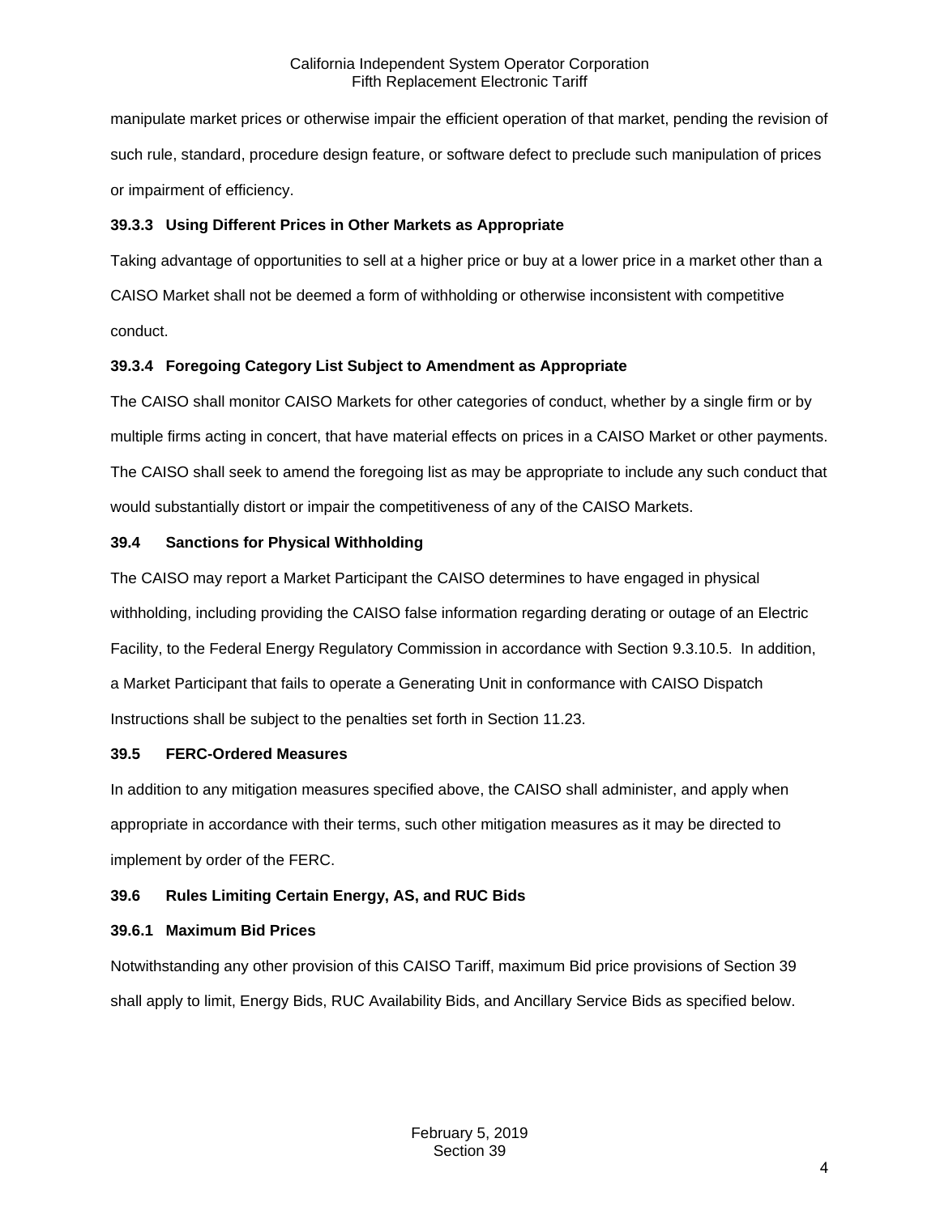manipulate market prices or otherwise impair the efficient operation of that market, pending the revision of such rule, standard, procedure design feature, or software defect to preclude such manipulation of prices or impairment of efficiency.

#### 39.3.3 Using Different Prices in Other Markets as Appropriate

Taking advantage of opportunities to sell at a higher price or buy at a lower price in a market other than a CAISO Market shall not be deemed a form of withholding or otherwise inconsistent with competitive conduct.

#### 39.3.4 Foregoing Category List Subject to Amendment as Appropriate

The CAISO shall monitor CAISO Markets for other categories of conduct, whether by a single firm or by multiple firms acting in concert, that have material effects on prices in a CAISO Market or other payments. The CAISO shall seek to amend the foregoing list as may be appropriate to include any such conduct that would substantially distort or impair the competitiveness of any of the CAISO Markets.

### 39.4 Sanctions for Physical Withholding

The CAISO may report a Market Participant the CAISO determines to have engaged in physical withholding, including providing the CAISO false information regarding derating or outage of an Electric Facility, to the Federal Energy Regulatory Commission in accordance with Section 9.3.10.5. In addition, a Market Participant that fails to operate a Generating Unit in conformance with CAISO Dispatch Instructions shall be subject to the penalties set forth in Section 11.23.

### 39.5 FERC-Ordered Measures

In addition to any mitigation measures specified above, the CAISO shall administer, and apply when appropriate in accordance with their terms, such other mitigation measures as it may be directed to implement by order of the FERC.

### 39.6 Rules Limiting Certain Energy, AS, and RUC Bids

#### 39.6.1 Maximum Bid Prices

Notwithstanding any other provision of this CAISO Tariff, maximum Bid price provisions of Section 39 shall apply to limit, Energy Bids, RUC Availability Bids, and Ancillary Service Bids as specified below.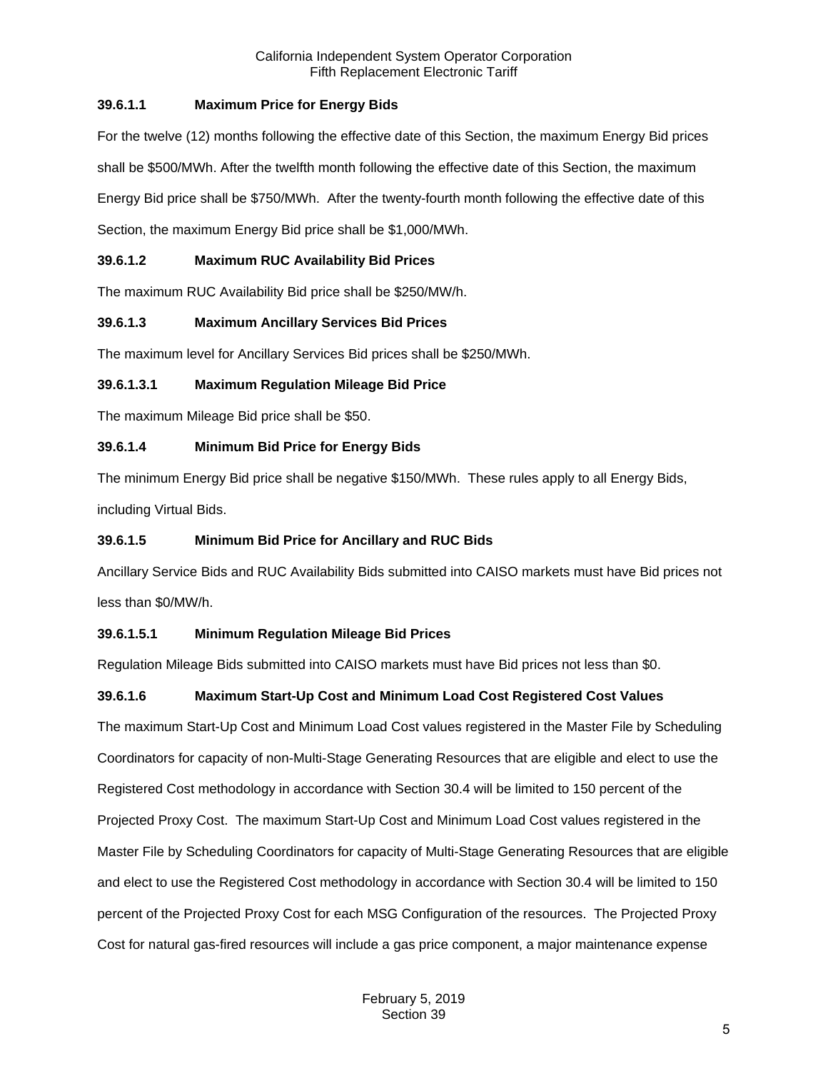### 39.6.1.1 Maximum Price for Energy Bids

For the twelve (12) months following the effective date of this Section, the maximum Energy Bid prices shall be $500/MWh. After the twelfth month following the effective date of this Section, the maximum Energy Bid price shall be $750/MWh. After the twenty-fourth month following the effective date of this Section, the maximum Energy Bid price shall be $1,000/MWh.

### 39.6.1.2 Maximum RUC Availability Bid Prices

The maximum RUC Availability Bid price shall be $250/MW/h.

### 39.6.1.3 Maximum Ancillary Services Bid Prices

The maximum level for Ancillary Services Bid prices shall be $250/MWh.

#### 39.6.1.3.1 Maximum Regulation Mileage Bid Price

The maximum Mileage Bid price shall be $50.

### 39.6.1.4 Minimum Bid Price for Energy Bids

The minimum Energy Bid price shall be negative $150/MWh. These rules apply to all Energy Bids, including Virtual Bids.

### 39.6.1.5 Minimum Bid Price for Ancillary and RUC Bids

Ancillary Service Bids and RUC Availability Bids submitted into CAISO markets must have Bid prices not less than $0/MW/h.

#### 39.6.1.5.1 Minimum Regulation Mileage Bid Prices

Regulation Mileage Bids submitted into CAISO markets must have Bid prices not less than $0.

### 39.6.1.6 Maximum Start-Up Cost and Minimum Load Cost Registered Cost Values

The maximum Start-Up Cost and Minimum Load Cost values registered in the Master File by Scheduling Coordinators for capacity of non-Multi-Stage Generating Resources that are eligible and elect to use the Registered Cost methodology in accordance with Section 30.4 will be limited to 150 percent of the Projected Proxy Cost. The maximum Start-Up Cost and Minimum Load Cost values registered in the Master File by Scheduling Coordinators for capacity of Multi-Stage Generating Resources that are eligible and elect to use the Registered Cost methodology in accordance with Section 30.4 will be limited to 150 percent of the Projected Proxy Cost for each MSG Configuration of the resources. The Projected Proxy Cost for natural gas-fired resources will include a gas price component, a major maintenance expense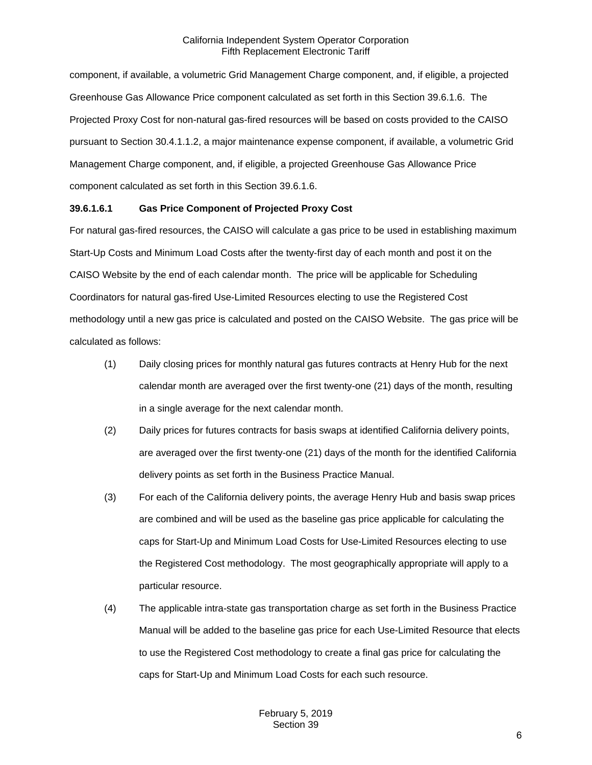component, if available, a volumetric Grid Management Charge component, and, if eligible, a projected Greenhouse Gas Allowance Price component calculated as set forth in this Section 39.6.1.6. The Projected Proxy Cost for non-natural gas-fired resources will be based on costs provided to the CAISO pursuant to Section 30.4.1.1.2, a major maintenance expense component, if available, a volumetric Grid Management Charge component, and, if eligible, a projected Greenhouse Gas Allowance Price component calculated as set forth in this Section 39.6.1.6.

**39.6.1.6.1 Gas Price Component of Projected Proxy Cost**

For natural gas-fired resources, the CAISO will calculate a gas price to be used in establishing maximum Start-Up Costs and Minimum Load Costs after the twenty-first day of each month and post it on the CAISO Website by the end of each calendar month. The price will be applicable for Scheduling Coordinators for natural gas-fired Use-Limited Resources electing to use the Registered Cost methodology until a new gas price is calculated and posted on the CAISO Website. The gas price will be calculated as follows:

(1) Daily closing prices for monthly natural gas futures contracts at Henry Hub for the next calendar month are averaged over the first twenty-one (21) days of the month, resulting in a single average for the next calendar month.

(2) Daily prices for futures contracts for basis swaps at identified California delivery points, are averaged over the first twenty-one (21) days of the month for the identified California delivery points as set forth in the Business Practice Manual.

(3) For each of the California delivery points, the average Henry Hub and basis swap prices are combined and will be used as the baseline gas price applicable for calculating the caps for Start-Up and Minimum Load Costs for Use-Limited Resources electing to use the Registered Cost methodology. The most geographically appropriate will apply to a particular resource.

(4) The applicable intra-state gas transportation charge as set forth in the Business Practice Manual will be added to the baseline gas price for each Use-Limited Resource that elects to use the Registered Cost methodology to create a final gas price for calculating the caps for Start-Up and Minimum Load Costs for each such resource.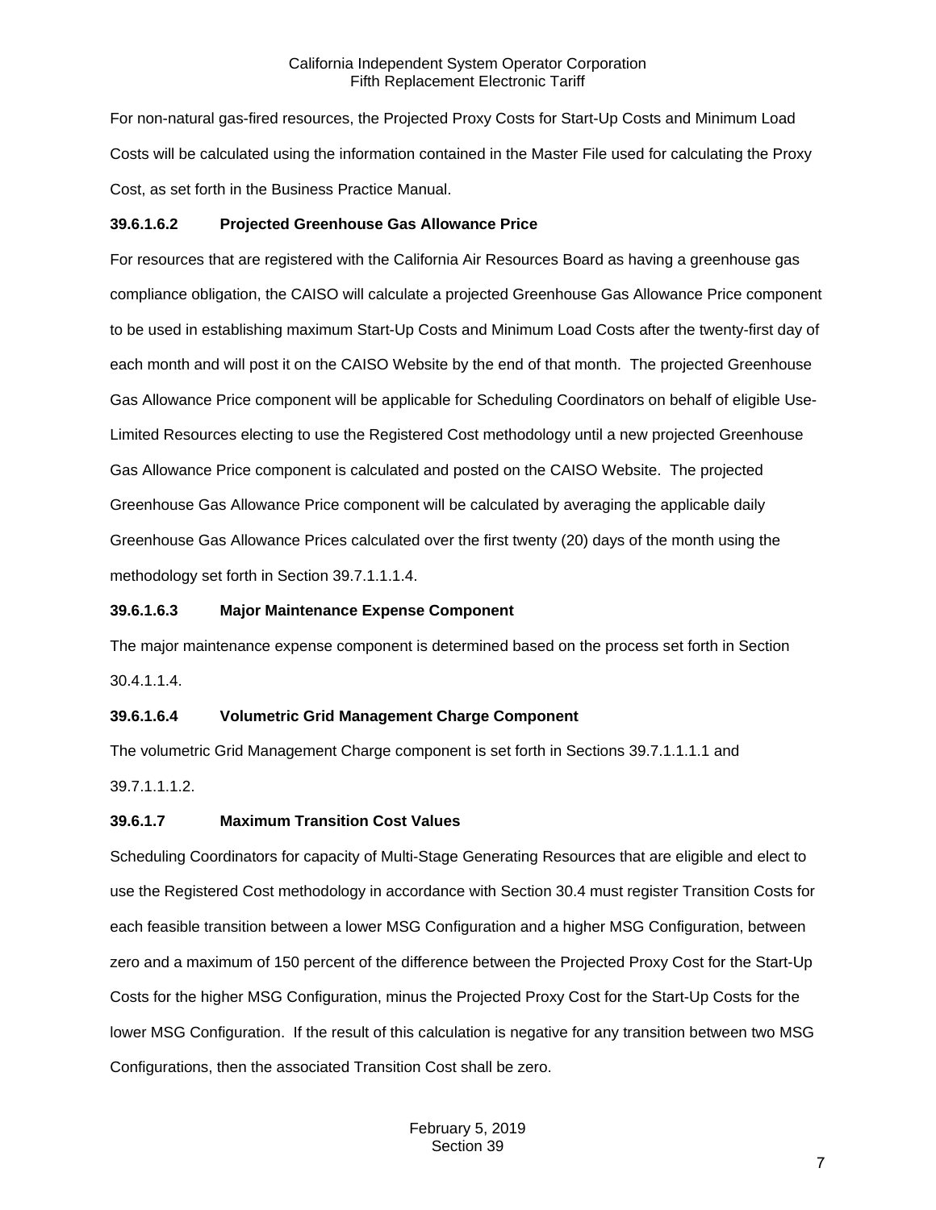For non-natural gas-fired resources, the Projected Proxy Costs for Start-Up Costs and Minimum Load Costs will be calculated using the information contained in the Master File used for calculating the Proxy Cost, as set forth in the Business Practice Manual.

**39.6.1.6.2 Projected Greenhouse Gas Allowance Price**

For resources that are registered with the California Air Resources Board as having a greenhouse gas compliance obligation, the CAISO will calculate a projected Greenhouse Gas Allowance Price component to be used in establishing maximum Start-Up Costs and Minimum Load Costs after the twenty-first day of each month and will post it on the CAISO Website by the end of that month. The projected Greenhouse Gas Allowance Price component will be applicable for Scheduling Coordinators on behalf of eligible Use-Limited Resources electing to use the Registered Cost methodology until a new projected Greenhouse Gas Allowance Price component is calculated and posted on the CAISO Website. The projected Greenhouse Gas Allowance Price component will be calculated by averaging the applicable daily Greenhouse Gas Allowance Prices calculated over the first twenty (20) days of the month using the methodology set forth in Section 39.7.1.1.1.4.

**39.6.1.6.3 Major Maintenance Expense Component**

The major maintenance expense component is determined based on the process set forth in Section 30.4.1.1.4.

**39.6.1.6.4 Volumetric Grid Management Charge Component**

The volumetric Grid Management Charge component is set forth in Sections 39.7.1.1.1.1 and 39.7.1.1.1.2.

**39.6.1.7 Maximum Transition Cost Values**

Scheduling Coordinators for capacity of Multi-Stage Generating Resources that are eligible and elect to use the Registered Cost methodology in accordance with Section 30.4 must register Transition Costs for each feasible transition between a lower MSG Configuration and a higher MSG Configuration, between zero and a maximum of 150 percent of the difference between the Projected Proxy Cost for the Start-Up Costs for the higher MSG Configuration, minus the Projected Proxy Cost for the Start-Up Costs for the lower MSG Configuration. If the result of this calculation is negative for any transition between two MSG Configurations, then the associated Transition Cost shall be zero.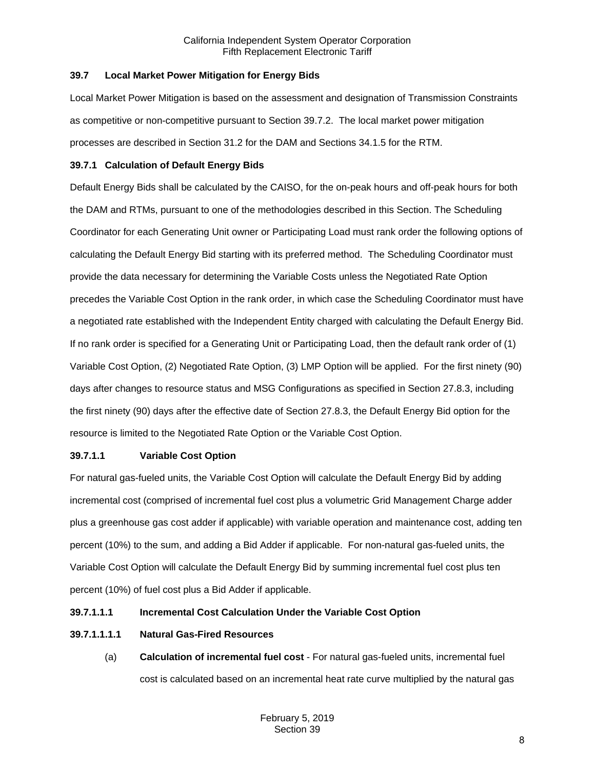### 39.7 Local Market Power Mitigation for Energy Bids

Local Market Power Mitigation is based on the assessment and designation of Transmission Constraints as competitive or non-competitive pursuant to Section 39.7.2. The local market power mitigation processes are described in Section 31.2 for the DAM and Sections 34.1.5 for the RTM.

#### 39.7.1 Calculation of Default Energy Bids

Default Energy Bids shall be calculated by the CAISO, for the on-peak hours and off-peak hours for both the DAM and RTMs, pursuant to one of the methodologies described in this Section. The Scheduling Coordinator for each Generating Unit owner or Participating Load must rank order the following options of calculating the Default Energy Bid starting with its preferred method. The Scheduling Coordinator must provide the data necessary for determining the Variable Costs unless the Negotiated Rate Option precedes the Variable Cost Option in the rank order, in which case the Scheduling Coordinator must have a negotiated rate established with the Independent Entity charged with calculating the Default Energy Bid. If no rank order is specified for a Generating Unit or Participating Load, then the default rank order of (1) Variable Cost Option, (2) Negotiated Rate Option, (3) LMP Option will be applied. For the first ninety (90) days after changes to resource status and MSG Configurations as specified in Section 27.8.3, including the first ninety (90) days after the effective date of Section 27.8.3, the Default Energy Bid option for the resource is limited to the Negotiated Rate Option or the Variable Cost Option.

##### 39.7.1.1 Variable Cost Option

For natural gas-fueled units, the Variable Cost Option will calculate the Default Energy Bid by adding incremental cost (comprised of incremental fuel cost plus a volumetric Grid Management Charge adder plus a greenhouse gas cost adder if applicable) with variable operation and maintenance cost, adding ten percent (10%) to the sum, and adding a Bid Adder if applicable. For non-natural gas-fueled units, the Variable Cost Option will calculate the Default Energy Bid by summing incremental fuel cost plus ten percent (10%) of fuel cost plus a Bid Adder if applicable.

**39.7.1.1.1 Incremental Cost Calculation Under the Variable Cost Option**

**39.7.1.1.1.1 Natural Gas-Fired Resources**

(a) **Calculation of incremental fuel cost** - For natural gas-fueled units, incremental fuel cost is calculated based on an incremental heat rate curve multiplied by the natural gas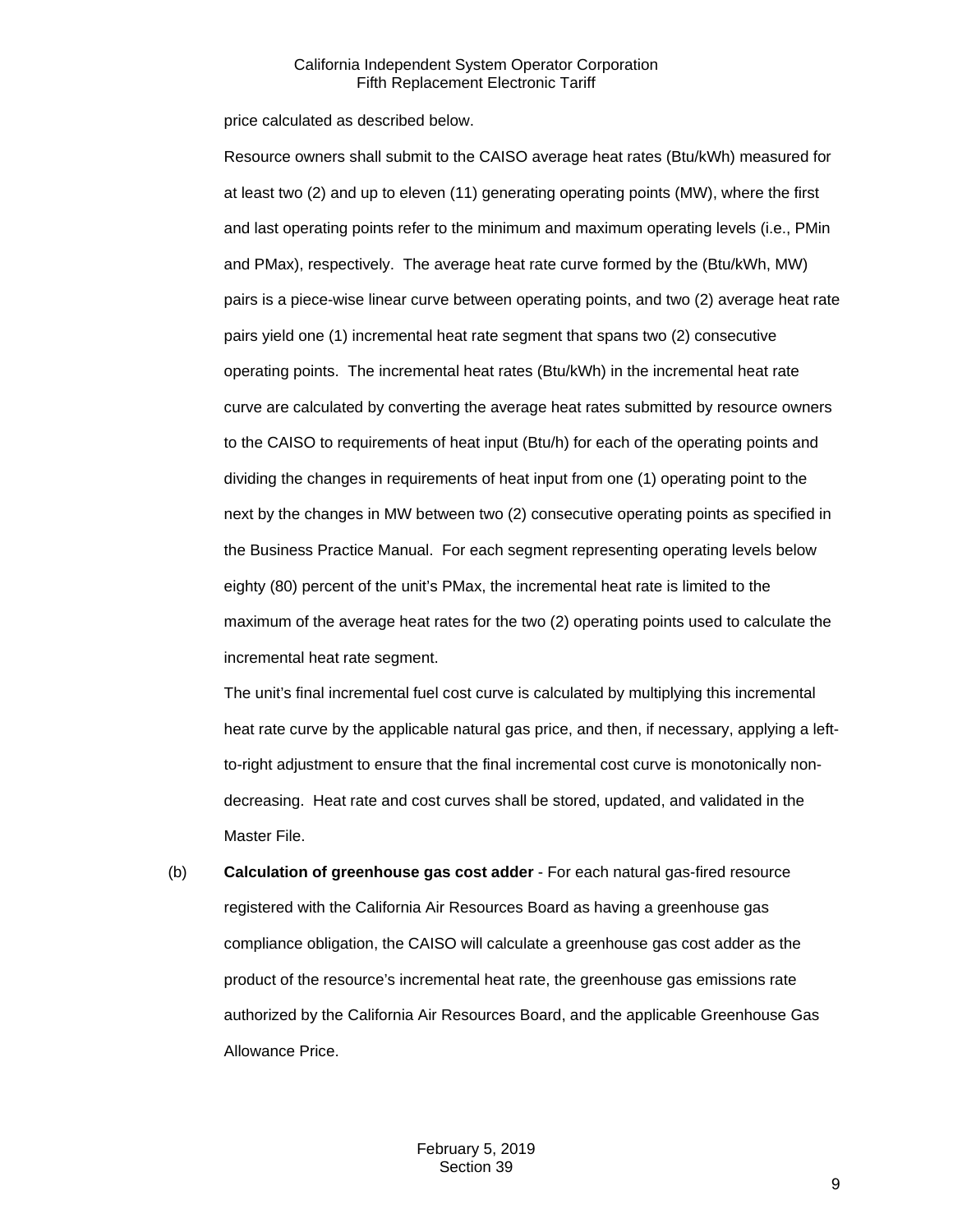price calculated as described below.

Resource owners shall submit to the CAISO average heat rates (Btu/kWh) measured for at least two (2) and up to eleven (11) generating operating points (MW), where the first and last operating points refer to the minimum and maximum operating levels (i.e., PMin and PMax), respectively. The average heat rate curve formed by the (Btu/kWh, MW) pairs is a piece-wise linear curve between operating points, and two (2) average heat rate pairs yield one (1) incremental heat rate segment that spans two (2) consecutive operating points. The incremental heat rates (Btu/kWh) in the incremental heat rate curve are calculated by converting the average heat rates submitted by resource owners to the CAISO to requirements of heat input (Btu/h) for each of the operating points and dividing the changes in requirements of heat input from one (1) operating point to the next by the changes in MW between two (2) consecutive operating points as specified in the Business Practice Manual. For each segment representing operating levels below eighty (80) percent of the unit's PMax, the incremental heat rate is limited to the maximum of the average heat rates for the two (2) operating points used to calculate the incremental heat rate segment.

The unit's final incremental fuel cost curve is calculated by multiplying this incremental heat rate curve by the applicable natural gas price, and then, if necessary, applying a left-to-right adjustment to ensure that the final incremental cost curve is monotonically non-decreasing. Heat rate and cost curves shall be stored, updated, and validated in the Master File.

(b) **Calculation of greenhouse gas cost adder** - For each natural gas-fired resource registered with the California Air Resources Board as having a greenhouse gas compliance obligation, the CAISO will calculate a greenhouse gas cost adder as the product of the resource's incremental heat rate, the greenhouse gas emissions rate authorized by the California Air Resources Board, and the applicable Greenhouse Gas Allowance Price.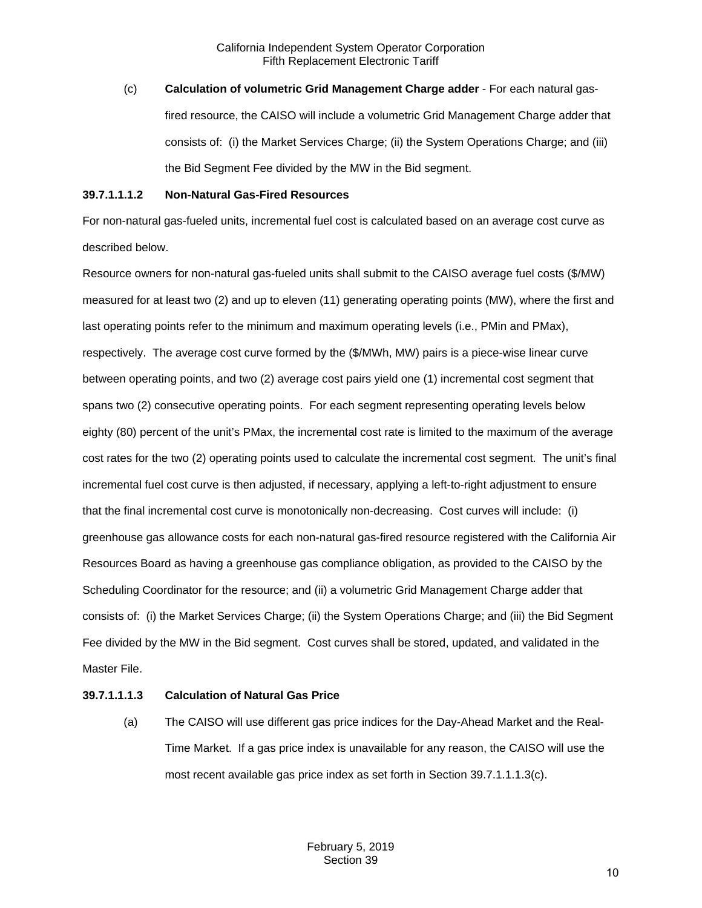(c) **Calculation of volumetric Grid Management Charge adder** - For each natural gas-fired resource, the CAISO will include a volumetric Grid Management Charge adder that consists of: (i) the Market Services Charge; (ii) the System Operations Charge; and (iii) the Bid Segment Fee divided by the MW in the Bid segment.

**39.7.1.1.1.2 Non-Natural Gas-Fired Resources**

For non-natural gas-fueled units, incremental fuel cost is calculated based on an average cost curve as described below.

Resource owners for non-natural gas-fueled units shall submit to the CAISO average fuel costs ($/MW) measured for at least two (2) and up to eleven (11) generating operating points (MW), where the first and last operating points refer to the minimum and maximum operating levels (i.e., PMin and PMax), respectively. The average cost curve formed by the ($/MWh, MW) pairs is a piece-wise linear curve between operating points, and two (2) average cost pairs yield one (1) incremental cost segment that spans two (2) consecutive operating points. For each segment representing operating levels below eighty (80) percent of the unit's PMax, the incremental cost rate is limited to the maximum of the average cost rates for the two (2) operating points used to calculate the incremental cost segment. The unit's final incremental fuel cost curve is then adjusted, if necessary, applying a left-to-right adjustment to ensure that the final incremental cost curve is monotonically non-decreasing. Cost curves will include: (i) greenhouse gas allowance costs for each non-natural gas-fired resource registered with the California Air Resources Board as having a greenhouse gas compliance obligation, as provided to the CAISO by the Scheduling Coordinator for the resource; and (ii) a volumetric Grid Management Charge adder that consists of: (i) the Market Services Charge; (ii) the System Operations Charge; and (iii) the Bid Segment Fee divided by the MW in the Bid segment. Cost curves shall be stored, updated, and validated in the Master File.

**39.7.1.1.1.3 Calculation of Natural Gas Price**

(a) The CAISO will use different gas price indices for the Day-Ahead Market and the Real-Time Market. If a gas price index is unavailable for any reason, the CAISO will use the most recent available gas price index as set forth in Section 39.7.1.1.1.3(c).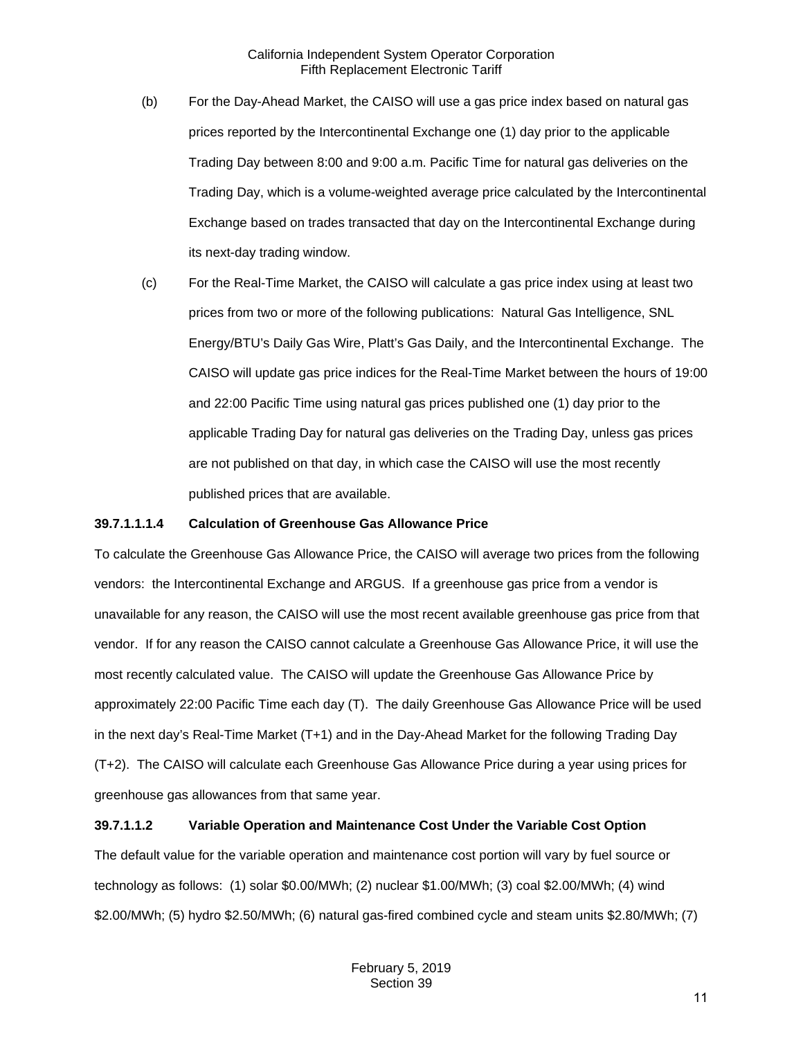(b) For the Day-Ahead Market, the CAISO will use a gas price index based on natural gas prices reported by the Intercontinental Exchange one (1) day prior to the applicable Trading Day between 8:00 and 9:00 a.m. Pacific Time for natural gas deliveries on the Trading Day, which is a volume-weighted average price calculated by the Intercontinental Exchange based on trades transacted that day on the Intercontinental Exchange during its next-day trading window.

(c) For the Real-Time Market, the CAISO will calculate a gas price index using at least two prices from two or more of the following publications: Natural Gas Intelligence, SNL Energy/BTU's Daily Gas Wire, Platt's Gas Daily, and the Intercontinental Exchange. The CAISO will update gas price indices for the Real-Time Market between the hours of 19:00 and 22:00 Pacific Time using natural gas prices published one (1) day prior to the applicable Trading Day for natural gas deliveries on the Trading Day, unless gas prices are not published on that day, in which case the CAISO will use the most recently published prices that are available.

**39.7.1.1.1.4 Calculation of Greenhouse Gas Allowance Price**

To calculate the Greenhouse Gas Allowance Price, the CAISO will average two prices from the following vendors: the Intercontinental Exchange and ARGUS. If a greenhouse gas price from a vendor is unavailable for any reason, the CAISO will use the most recent available greenhouse gas price from that vendor. If for any reason the CAISO cannot calculate a Greenhouse Gas Allowance Price, it will use the most recently calculated value. The CAISO will update the Greenhouse Gas Allowance Price by approximately 22:00 Pacific Time each day (T). The daily Greenhouse Gas Allowance Price will be used in the next day's Real-Time Market (T+1) and in the Day-Ahead Market for the following Trading Day (T+2). The CAISO will calculate each Greenhouse Gas Allowance Price during a year using prices for greenhouse gas allowances from that same year.

**39.7.1.1.2 Variable Operation and Maintenance Cost Under the Variable Cost Option**

The default value for the variable operation and maintenance cost portion will vary by fuel source or technology as follows: (1) solar $0.00/MWh; (2) nuclear $1.00/MWh; (3) coal $2.00/MWh; (4) wind $2.00/MWh; (5) hydro $2.50/MWh; (6) natural gas-fired combined cycle and steam units $2.80/MWh; (7)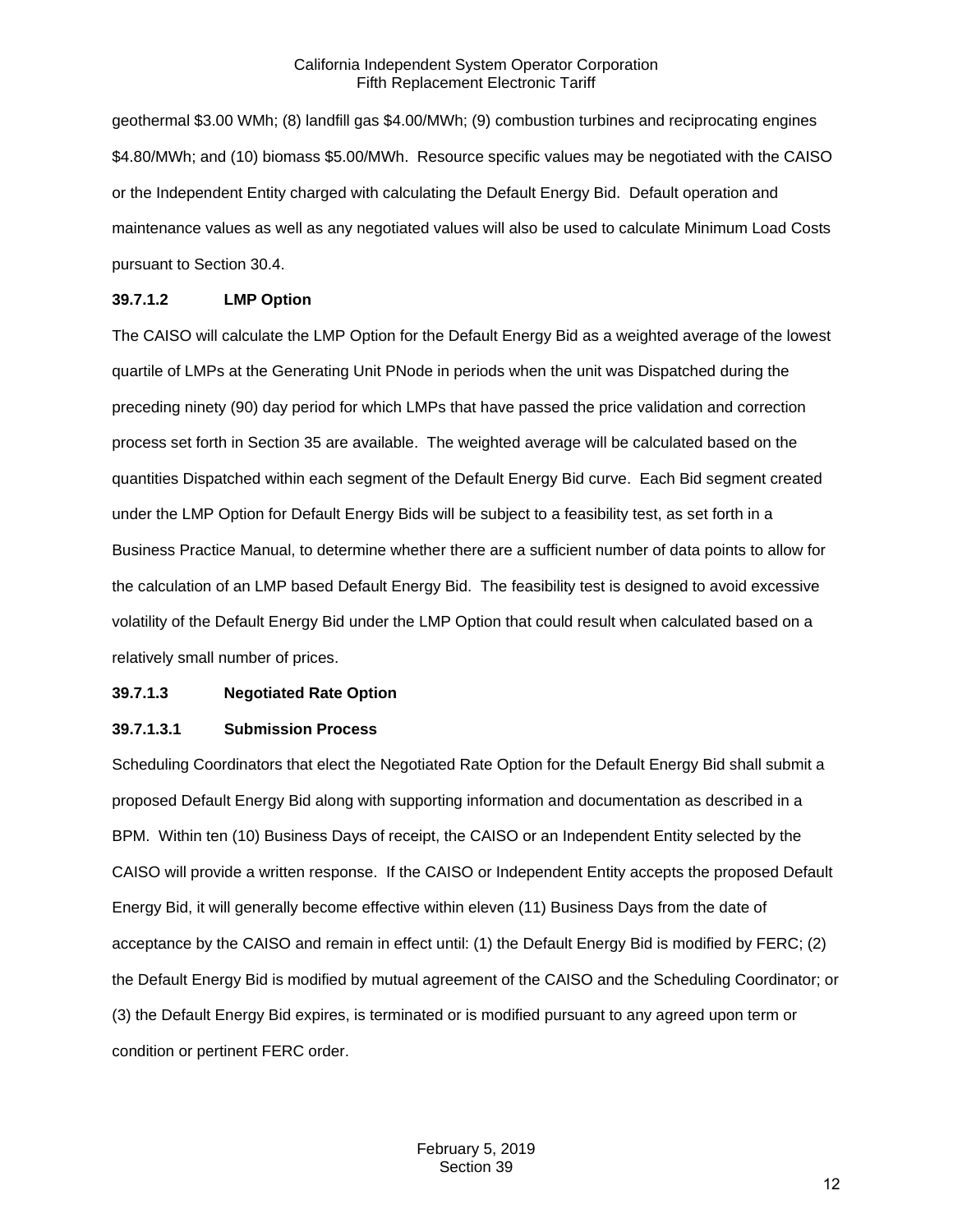geothermal $3.00 WMh; (8) landfill gas $4.00/MWh; (9) combustion turbines and reciprocating engines $4.80/MWh; and (10) biomass $5.00/MWh. Resource specific values may be negotiated with the CAISO or the Independent Entity charged with calculating the Default Energy Bid. Default operation and maintenance values as well as any negotiated values will also be used to calculate Minimum Load Costs pursuant to Section 30.4.

**39.7.1.2 LMP Option**

The CAISO will calculate the LMP Option for the Default Energy Bid as a weighted average of the lowest quartile of LMPs at the Generating Unit PNode in periods when the unit was Dispatched during the preceding ninety (90) day period for which LMPs that have passed the price validation and correction process set forth in Section 35 are available. The weighted average will be calculated based on the quantities Dispatched within each segment of the Default Energy Bid curve. Each Bid segment created under the LMP Option for Default Energy Bids will be subject to a feasibility test, as set forth in a Business Practice Manual, to determine whether there are a sufficient number of data points to allow for the calculation of an LMP based Default Energy Bid. The feasibility test is designed to avoid excessive volatility of the Default Energy Bid under the LMP Option that could result when calculated based on a relatively small number of prices.

**39.7.1.3 Negotiated Rate Option**

**39.7.1.3.1 Submission Process**

Scheduling Coordinators that elect the Negotiated Rate Option for the Default Energy Bid shall submit a proposed Default Energy Bid along with supporting information and documentation as described in a BPM. Within ten (10) Business Days of receipt, the CAISO or an Independent Entity selected by the CAISO will provide a written response. If the CAISO or Independent Entity accepts the proposed Default Energy Bid, it will generally become effective within eleven (11) Business Days from the date of acceptance by the CAISO and remain in effect until: (1) the Default Energy Bid is modified by FERC; (2) the Default Energy Bid is modified by mutual agreement of the CAISO and the Scheduling Coordinator; or (3) the Default Energy Bid expires, is terminated or is modified pursuant to any agreed upon term or condition or pertinent FERC order.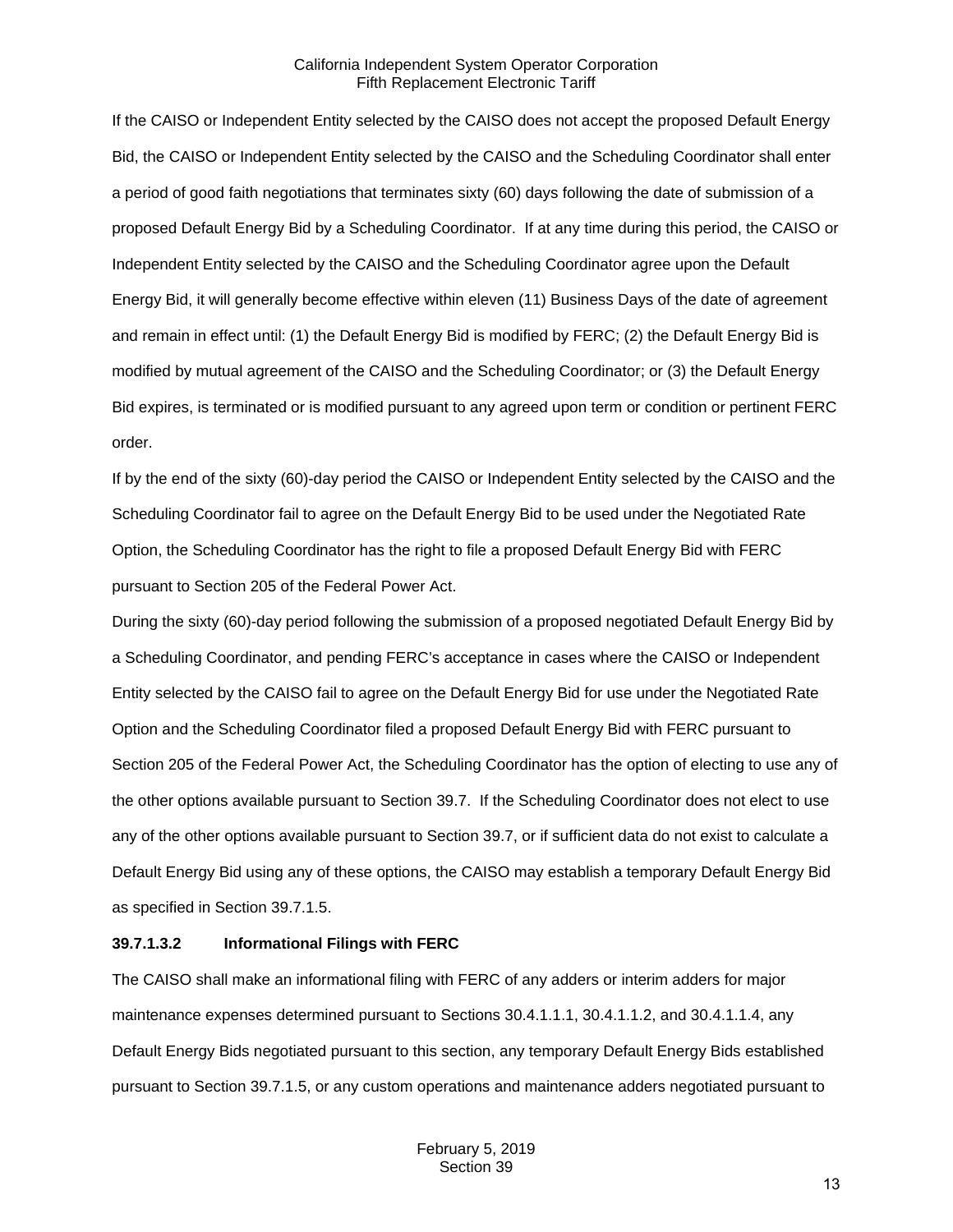If the CAISO or Independent Entity selected by the CAISO does not accept the proposed Default Energy Bid, the CAISO or Independent Entity selected by the CAISO and the Scheduling Coordinator shall enter a period of good faith negotiations that terminates sixty (60) days following the date of submission of a proposed Default Energy Bid by a Scheduling Coordinator. If at any time during this period, the CAISO or Independent Entity selected by the CAISO and the Scheduling Coordinator agree upon the Default Energy Bid, it will generally become effective within eleven (11) Business Days of the date of agreement and remain in effect until: (1) the Default Energy Bid is modified by FERC; (2) the Default Energy Bid is modified by mutual agreement of the CAISO and the Scheduling Coordinator; or (3) the Default Energy Bid expires, is terminated or is modified pursuant to any agreed upon term or condition or pertinent FERC order.

If by the end of the sixty (60)-day period the CAISO or Independent Entity selected by the CAISO and the Scheduling Coordinator fail to agree on the Default Energy Bid to be used under the Negotiated Rate Option, the Scheduling Coordinator has the right to file a proposed Default Energy Bid with FERC pursuant to Section 205 of the Federal Power Act.

During the sixty (60)-day period following the submission of a proposed negotiated Default Energy Bid by a Scheduling Coordinator, and pending FERC's acceptance in cases where the CAISO or Independent Entity selected by the CAISO fail to agree on the Default Energy Bid for use under the Negotiated Rate Option and the Scheduling Coordinator filed a proposed Default Energy Bid with FERC pursuant to Section 205 of the Federal Power Act, the Scheduling Coordinator has the option of electing to use any of the other options available pursuant to Section 39.7. If the Scheduling Coordinator does not elect to use any of the other options available pursuant to Section 39.7, or if sufficient data do not exist to calculate a Default Energy Bid using any of these options, the CAISO may establish a temporary Default Energy Bid as specified in Section 39.7.1.5.

**39.7.1.3.2 Informational Filings with FERC**

The CAISO shall make an informational filing with FERC of any adders or interim adders for major maintenance expenses determined pursuant to Sections 30.4.1.1.1, 30.4.1.1.2, and 30.4.1.1.4, any Default Energy Bids negotiated pursuant to this section, any temporary Default Energy Bids established pursuant to Section 39.7.1.5, or any custom operations and maintenance adders negotiated pursuant to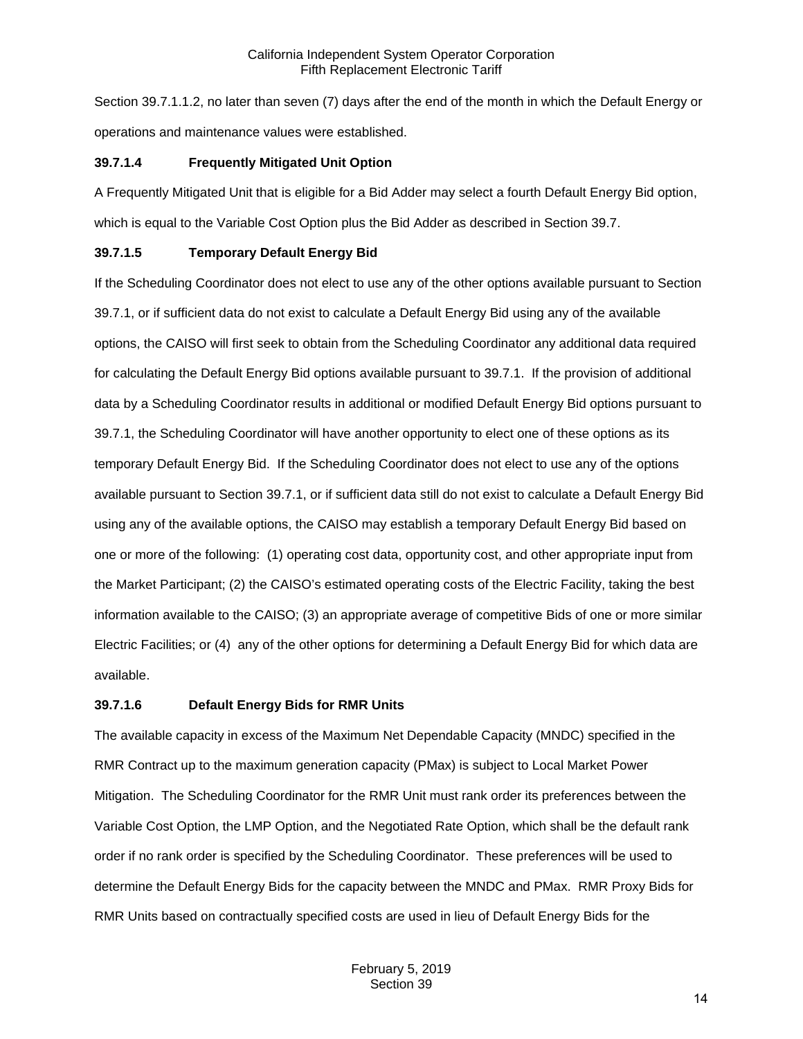Section 39.7.1.1.2, no later than seven (7) days after the end of the month in which the Default Energy or operations and maintenance values were established.

### 39.7.1.4 Frequently Mitigated Unit Option

A Frequently Mitigated Unit that is eligible for a Bid Adder may select a fourth Default Energy Bid option, which is equal to the Variable Cost Option plus the Bid Adder as described in Section 39.7.

### 39.7.1.5 Temporary Default Energy Bid

If the Scheduling Coordinator does not elect to use any of the other options available pursuant to Section 39.7.1, or if sufficient data do not exist to calculate a Default Energy Bid using any of the available options, the CAISO will first seek to obtain from the Scheduling Coordinator any additional data required for calculating the Default Energy Bid options available pursuant to 39.7.1. If the provision of additional data by a Scheduling Coordinator results in additional or modified Default Energy Bid options pursuant to 39.7.1, the Scheduling Coordinator will have another opportunity to elect one of these options as its temporary Default Energy Bid. If the Scheduling Coordinator does not elect to use any of the options available pursuant to Section 39.7.1, or if sufficient data still do not exist to calculate a Default Energy Bid using any of the available options, the CAISO may establish a temporary Default Energy Bid based on one or more of the following: (1) operating cost data, opportunity cost, and other appropriate input from the Market Participant; (2) the CAISO's estimated operating costs of the Electric Facility, taking the best information available to the CAISO; (3) an appropriate average of competitive Bids of one or more similar Electric Facilities; or (4) any of the other options for determining a Default Energy Bid for which data are available.

### 39.7.1.6 Default Energy Bids for RMR Units

The available capacity in excess of the Maximum Net Dependable Capacity (MNDC) specified in the RMR Contract up to the maximum generation capacity (PMax) is subject to Local Market Power Mitigation. The Scheduling Coordinator for the RMR Unit must rank order its preferences between the Variable Cost Option, the LMP Option, and the Negotiated Rate Option, which shall be the default rank order if no rank order is specified by the Scheduling Coordinator. These preferences will be used to determine the Default Energy Bids for the capacity between the MNDC and PMax. RMR Proxy Bids for RMR Units based on contractually specified costs are used in lieu of Default Energy Bids for the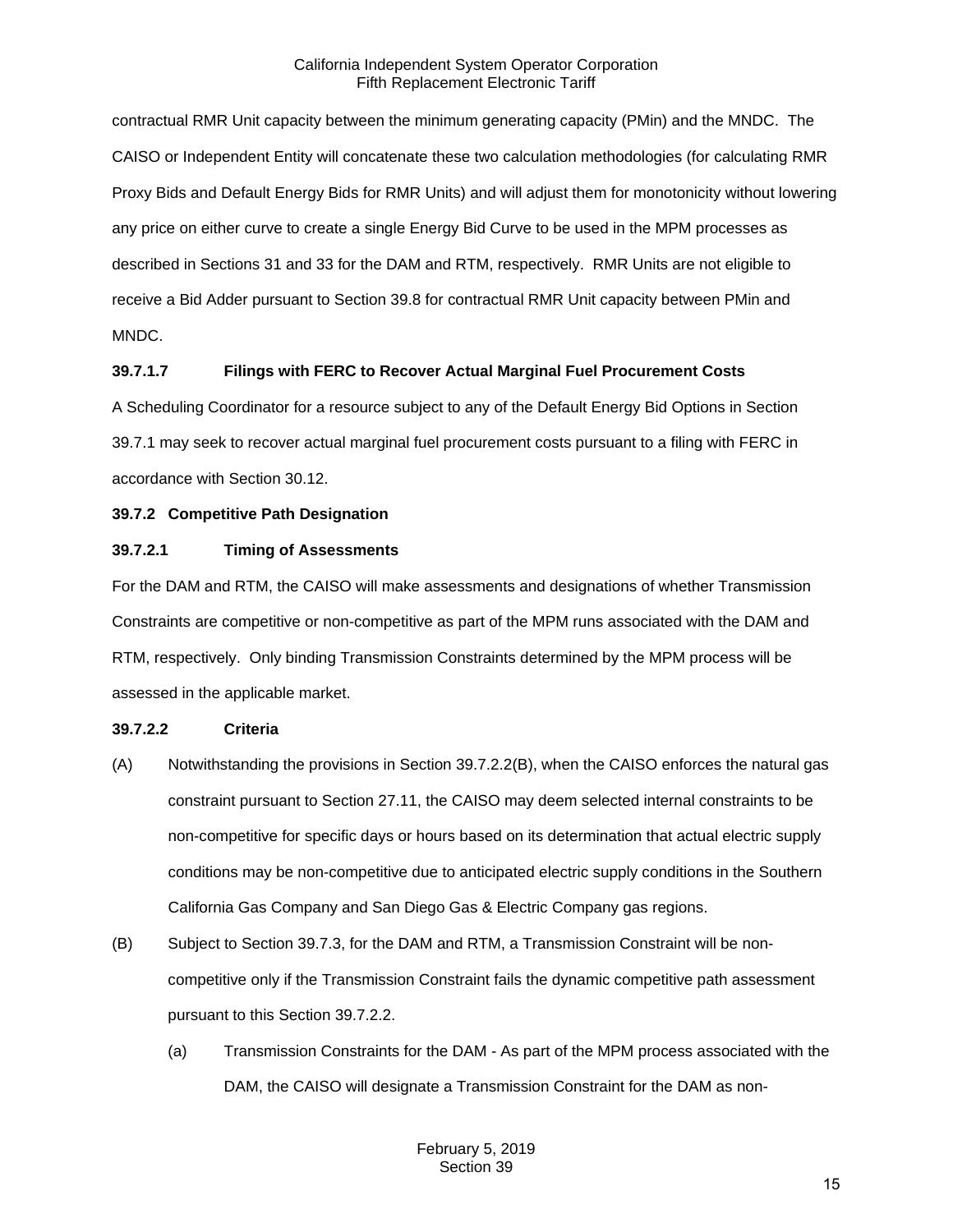contractual RMR Unit capacity between the minimum generating capacity (PMin) and the MNDC. The CAISO or Independent Entity will concatenate these two calculation methodologies (for calculating RMR Proxy Bids and Default Energy Bids for RMR Units) and will adjust them for monotonicity without lowering any price on either curve to create a single Energy Bid Curve to be used in the MPM processes as described in Sections 31 and 33 for the DAM and RTM, respectively. RMR Units are not eligible to receive a Bid Adder pursuant to Section 39.8 for contractual RMR Unit capacity between PMin and MNDC.

**39.7.1.7 Filings with FERC to Recover Actual Marginal Fuel Procurement Costs**

A Scheduling Coordinator for a resource subject to any of the Default Energy Bid Options in Section 39.7.1 may seek to recover actual marginal fuel procurement costs pursuant to a filing with FERC in accordance with Section 30.12.

**39.7.2 Competitive Path Designation**

**39.7.2.1 Timing of Assessments**

For the DAM and RTM, the CAISO will make assessments and designations of whether Transmission Constraints are competitive or non-competitive as part of the MPM runs associated with the DAM and RTM, respectively. Only binding Transmission Constraints determined by the MPM process will be assessed in the applicable market.

**39.7.2.2 Criteria**

(A) Notwithstanding the provisions in Section 39.7.2.2(B), when the CAISO enforces the natural gas constraint pursuant to Section 27.11, the CAISO may deem selected internal constraints to be non-competitive for specific days or hours based on its determination that actual electric supply conditions may be non-competitive due to anticipated electric supply conditions in the Southern California Gas Company and San Diego Gas & Electric Company gas regions.

(B) Subject to Section 39.7.3, for the DAM and RTM, a Transmission Constraint will be non-competitive only if the Transmission Constraint fails the dynamic competitive path assessment pursuant to this Section 39.7.2.2.

(a) Transmission Constraints for the DAM - As part of the MPM process associated with the DAM, the CAISO will designate a Transmission Constraint for the DAM as non-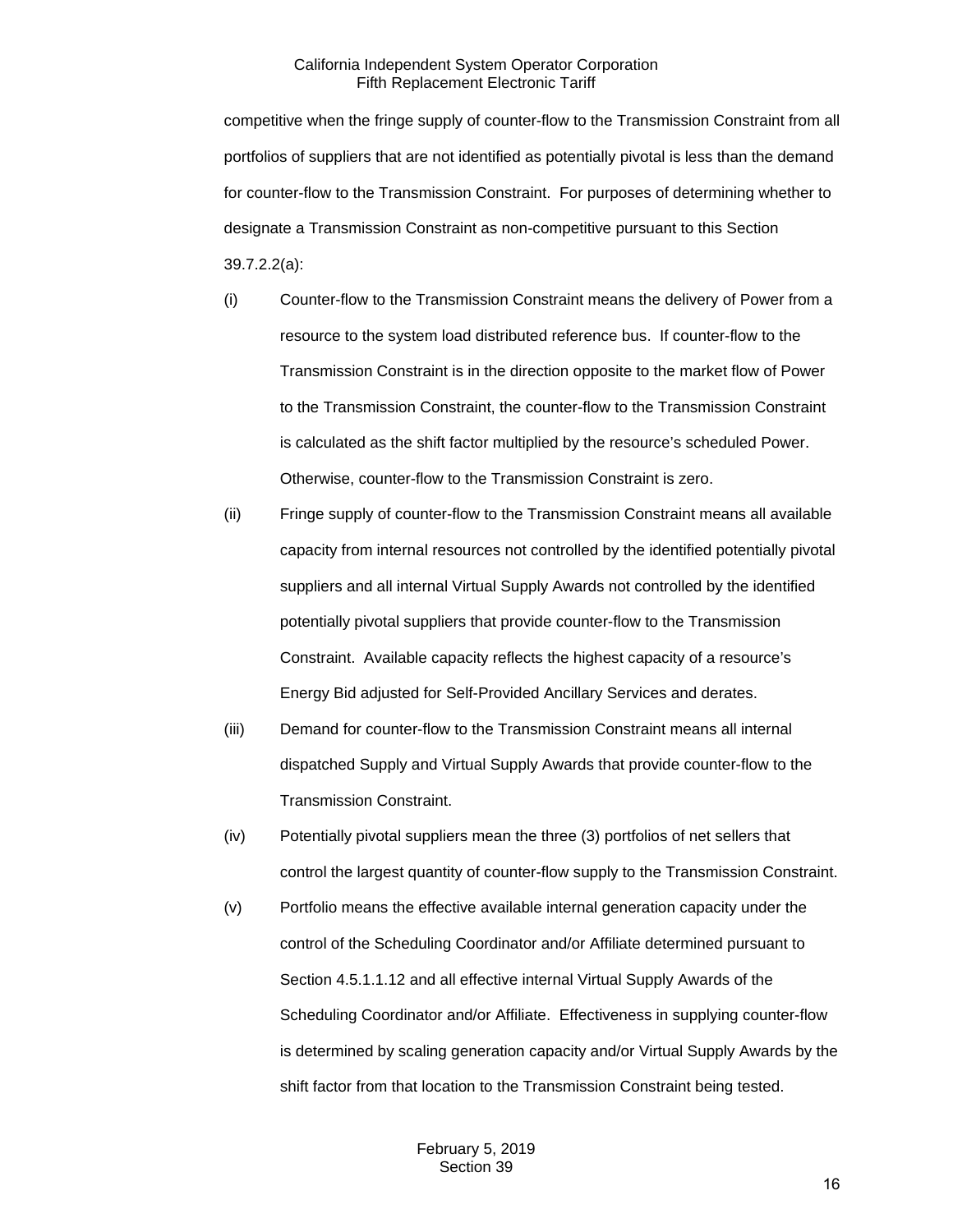competitive when the fringe supply of counter-flow to the Transmission Constraint from all portfolios of suppliers that are not identified as potentially pivotal is less than the demand for counter-flow to the Transmission Constraint. For purposes of determining whether to designate a Transmission Constraint as non-competitive pursuant to this Section 39.7.2.2(a):

(i) Counter-flow to the Transmission Constraint means the delivery of Power from a resource to the system load distributed reference bus. If counter-flow to the Transmission Constraint is in the direction opposite to the market flow of Power to the Transmission Constraint, the counter-flow to the Transmission Constraint is calculated as the shift factor multiplied by the resource's scheduled Power. Otherwise, counter-flow to the Transmission Constraint is zero.

(ii) Fringe supply of counter-flow to the Transmission Constraint means all available capacity from internal resources not controlled by the identified potentially pivotal suppliers and all internal Virtual Supply Awards not controlled by the identified potentially pivotal suppliers that provide counter-flow to the Transmission Constraint. Available capacity reflects the highest capacity of a resource's Energy Bid adjusted for Self-Provided Ancillary Services and derates.

(iii) Demand for counter-flow to the Transmission Constraint means all internal dispatched Supply and Virtual Supply Awards that provide counter-flow to the Transmission Constraint.

(iv) Potentially pivotal suppliers mean the three (3) portfolios of net sellers that control the largest quantity of counter-flow supply to the Transmission Constraint.

(v) Portfolio means the effective available internal generation capacity under the control of the Scheduling Coordinator and/or Affiliate determined pursuant to Section 4.5.1.1.12 and all effective internal Virtual Supply Awards of the Scheduling Coordinator and/or Affiliate. Effectiveness in supplying counter-flow is determined by scaling generation capacity and/or Virtual Supply Awards by the shift factor from that location to the Transmission Constraint being tested.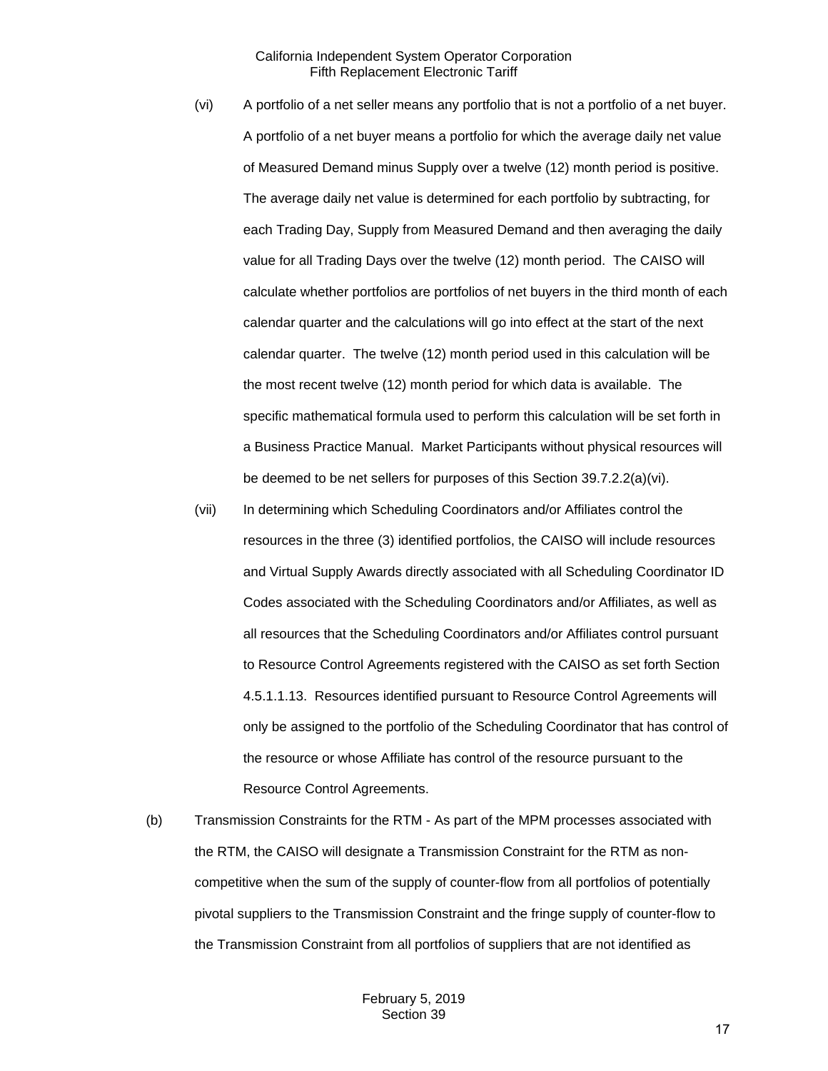(vi) A portfolio of a net seller means any portfolio that is not a portfolio of a net buyer. A portfolio of a net buyer means a portfolio for which the average daily net value of Measured Demand minus Supply over a twelve (12) month period is positive. The average daily net value is determined for each portfolio by subtracting, for each Trading Day, Supply from Measured Demand and then averaging the daily value for all Trading Days over the twelve (12) month period. The CAISO will calculate whether portfolios are portfolios of net buyers in the third month of each calendar quarter and the calculations will go into effect at the start of the next calendar quarter. The twelve (12) month period used in this calculation will be the most recent twelve (12) month period for which data is available. The specific mathematical formula used to perform this calculation will be set forth in a Business Practice Manual. Market Participants without physical resources will be deemed to be net sellers for purposes of this Section 39.7.2.2(a)(vi).

(vii) In determining which Scheduling Coordinators and/or Affiliates control the resources in the three (3) identified portfolios, the CAISO will include resources and Virtual Supply Awards directly associated with all Scheduling Coordinator ID Codes associated with the Scheduling Coordinators and/or Affiliates, as well as all resources that the Scheduling Coordinators and/or Affiliates control pursuant to Resource Control Agreements registered with the CAISO as set forth Section 4.5.1.1.13. Resources identified pursuant to Resource Control Agreements will only be assigned to the portfolio of the Scheduling Coordinator that has control of the resource or whose Affiliate has control of the resource pursuant to the Resource Control Agreements.

(b) Transmission Constraints for the RTM - As part of the MPM processes associated with the RTM, the CAISO will designate a Transmission Constraint for the RTM as non-competitive when the sum of the supply of counter-flow from all portfolios of potentially pivotal suppliers to the Transmission Constraint and the fringe supply of counter-flow to the Transmission Constraint from all portfolios of suppliers that are not identified as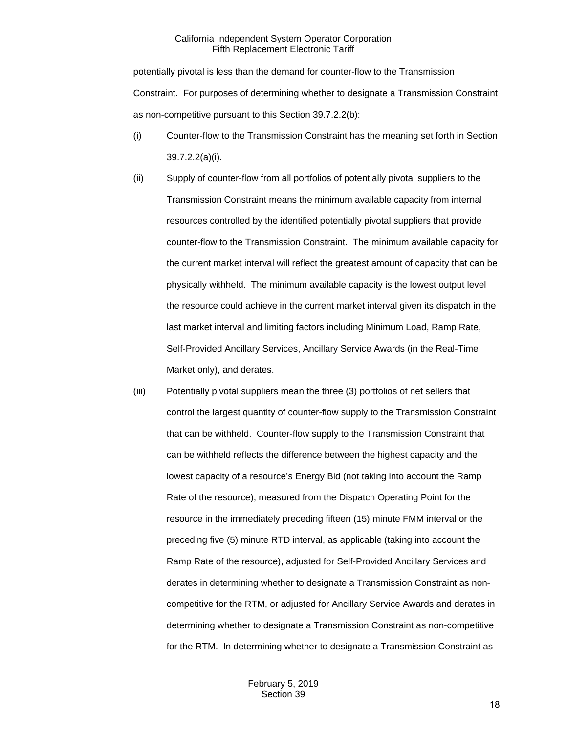potentially pivotal is less than the demand for counter-flow to the Transmission Constraint. For purposes of determining whether to designate a Transmission Constraint as non-competitive pursuant to this Section 39.7.2.2(b):

(i) Counter-flow to the Transmission Constraint has the meaning set forth in Section 39.7.2.2(a)(i).

(ii) Supply of counter-flow from all portfolios of potentially pivotal suppliers to the Transmission Constraint means the minimum available capacity from internal resources controlled by the identified potentially pivotal suppliers that provide counter-flow to the Transmission Constraint. The minimum available capacity for the current market interval will reflect the greatest amount of capacity that can be physically withheld. The minimum available capacity is the lowest output level the resource could achieve in the current market interval given its dispatch in the last market interval and limiting factors including Minimum Load, Ramp Rate, Self-Provided Ancillary Services, Ancillary Service Awards (in the Real-Time Market only), and derates.

(iii) Potentially pivotal suppliers mean the three (3) portfolios of net sellers that control the largest quantity of counter-flow supply to the Transmission Constraint that can be withheld. Counter-flow supply to the Transmission Constraint that can be withheld reflects the difference between the highest capacity and the lowest capacity of a resource's Energy Bid (not taking into account the Ramp Rate of the resource), measured from the Dispatch Operating Point for the resource in the immediately preceding fifteen (15) minute FMM interval or the preceding five (5) minute RTD interval, as applicable (taking into account the Ramp Rate of the resource), adjusted for Self-Provided Ancillary Services and derates in determining whether to designate a Transmission Constraint as non-competitive for the RTM, or adjusted for Ancillary Service Awards and derates in determining whether to designate a Transmission Constraint as non-competitive for the RTM. In determining whether to designate a Transmission Constraint as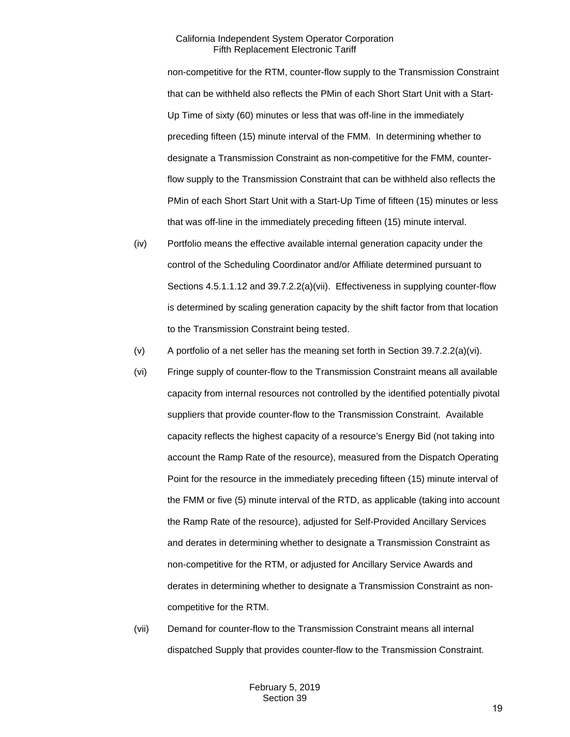non-competitive for the RTM, counter-flow supply to the Transmission Constraint that can be withheld also reflects the PMin of each Short Start Unit with a Start-Up Time of sixty (60) minutes or less that was off-line in the immediately preceding fifteen (15) minute interval of the FMM. In determining whether to designate a Transmission Constraint as non-competitive for the FMM, counter-flow supply to the Transmission Constraint that can be withheld also reflects the PMin of each Short Start Unit with a Start-Up Time of fifteen (15) minutes or less that was off-line in the immediately preceding fifteen (15) minute interval.

(iv) Portfolio means the effective available internal generation capacity under the control of the Scheduling Coordinator and/or Affiliate determined pursuant to Sections 4.5.1.1.12 and 39.7.2.2(a)(vii). Effectiveness in supplying counter-flow is determined by scaling generation capacity by the shift factor from that location to the Transmission Constraint being tested.

(v) A portfolio of a net seller has the meaning set forth in Section 39.7.2.2(a)(vi).

(vi) Fringe supply of counter-flow to the Transmission Constraint means all available capacity from internal resources not controlled by the identified potentially pivotal suppliers that provide counter-flow to the Transmission Constraint. Available capacity reflects the highest capacity of a resource's Energy Bid (not taking into account the Ramp Rate of the resource), measured from the Dispatch Operating Point for the resource in the immediately preceding fifteen (15) minute interval of the FMM or five (5) minute interval of the RTD, as applicable (taking into account the Ramp Rate of the resource), adjusted for Self-Provided Ancillary Services and derates in determining whether to designate a Transmission Constraint as non-competitive for the RTM, or adjusted for Ancillary Service Awards and derates in determining whether to designate a Transmission Constraint as non-competitive for the RTM.

(vii) Demand for counter-flow to the Transmission Constraint means all internal dispatched Supply that provides counter-flow to the Transmission Constraint.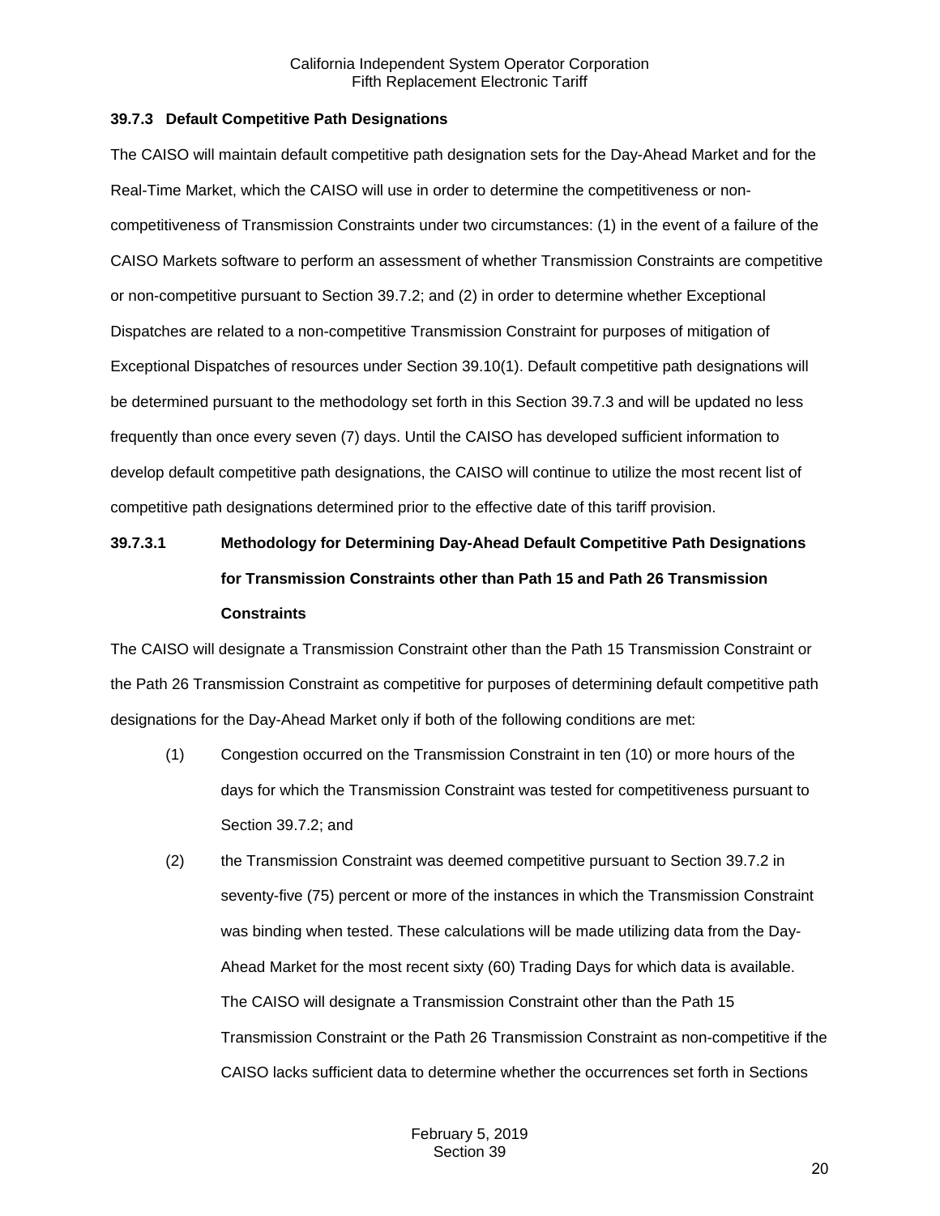### 39.7.3 Default Competitive Path Designations

The CAISO will maintain default competitive path designation sets for the Day-Ahead Market and for the Real-Time Market, which the CAISO will use in order to determine the competitiveness or non-competitiveness of Transmission Constraints under two circumstances: (1) in the event of a failure of the CAISO Markets software to perform an assessment of whether Transmission Constraints are competitive or non-competitive pursuant to Section 39.7.2; and (2) in order to determine whether Exceptional Dispatches are related to a non-competitive Transmission Constraint for purposes of mitigation of Exceptional Dispatches of resources under Section 39.10(1). Default competitive path designations will be determined pursuant to the methodology set forth in this Section 39.7.3 and will be updated no less frequently than once every seven (7) days. Until the CAISO has developed sufficient information to develop default competitive path designations, the CAISO will continue to utilize the most recent list of competitive path designations determined prior to the effective date of this tariff provision.

#### 39.7.3.1 Methodology for Determining Day-Ahead Default Competitive Path Designations for Transmission Constraints other than Path 15 and Path 26 Transmission Constraints

The CAISO will designate a Transmission Constraint other than the Path 15 Transmission Constraint or the Path 26 Transmission Constraint as competitive for purposes of determining default competitive path designations for the Day-Ahead Market only if both of the following conditions are met:

(1) Congestion occurred on the Transmission Constraint in ten (10) or more hours of the days for which the Transmission Constraint was tested for competitiveness pursuant to Section 39.7.2; and

(2) the Transmission Constraint was deemed competitive pursuant to Section 39.7.2 in seventy-five (75) percent or more of the instances in which the Transmission Constraint was binding when tested. These calculations will be made utilizing data from the Day-Ahead Market for the most recent sixty (60) Trading Days for which data is available. The CAISO will designate a Transmission Constraint other than the Path 15 Transmission Constraint or the Path 26 Transmission Constraint as non-competitive if the CAISO lacks sufficient data to determine whether the occurrences set forth in Sections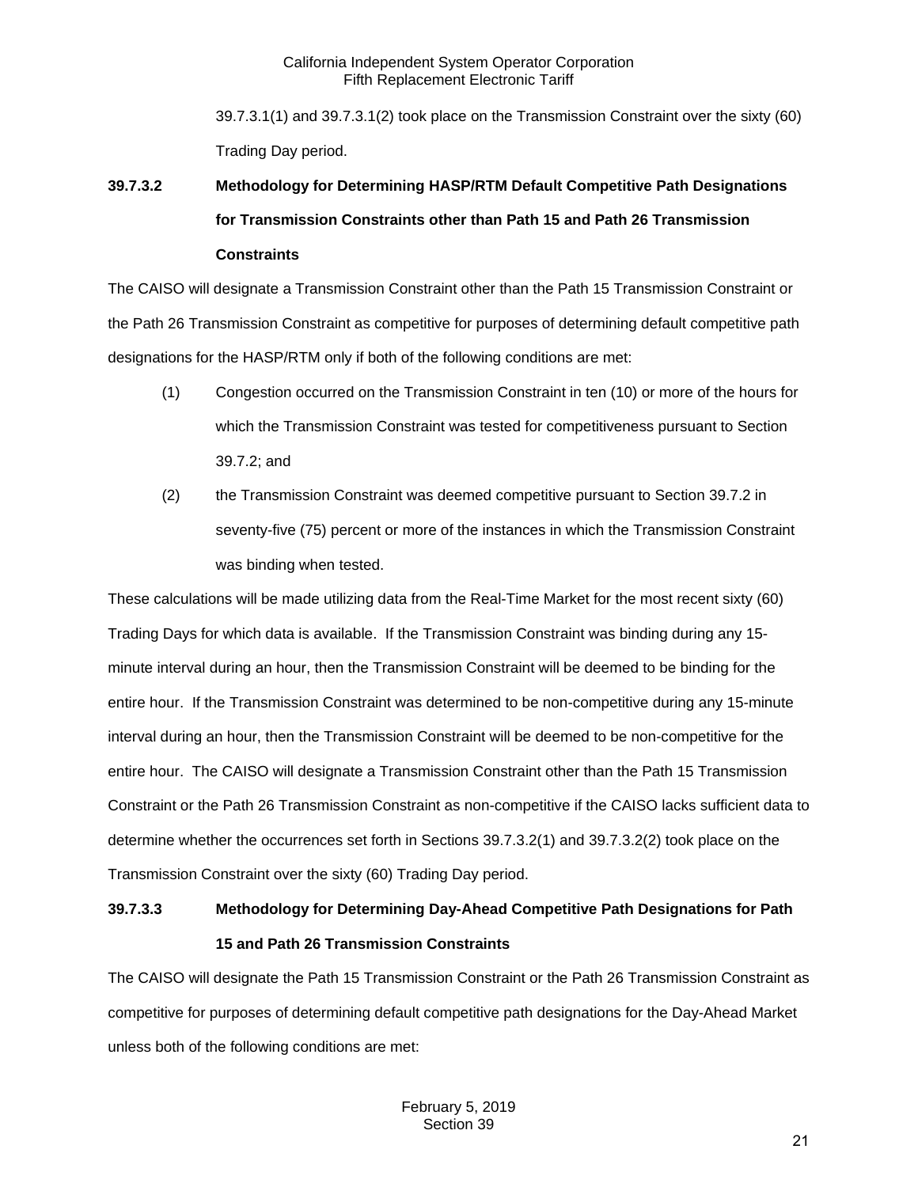39.7.3.1(1) and 39.7.3.1(2) took place on the Transmission Constraint over the sixty (60) Trading Day period.

**39.7.3.2 Methodology for Determining HASP/RTM Default Competitive Path Designations for Transmission Constraints other than Path 15 and Path 26 Transmission Constraints**

The CAISO will designate a Transmission Constraint other than the Path 15 Transmission Constraint or the Path 26 Transmission Constraint as competitive for purposes of determining default competitive path designations for the HASP/RTM only if both of the following conditions are met:

(1) Congestion occurred on the Transmission Constraint in ten (10) or more of the hours for which the Transmission Constraint was tested for competitiveness pursuant to Section 39.7.2; and

(2) the Transmission Constraint was deemed competitive pursuant to Section 39.7.2 in seventy-five (75) percent or more of the instances in which the Transmission Constraint was binding when tested.

These calculations will be made utilizing data from the Real-Time Market for the most recent sixty (60) Trading Days for which data is available. If the Transmission Constraint was binding during any 15-minute interval during an hour, then the Transmission Constraint will be deemed to be binding for the entire hour. If the Transmission Constraint was determined to be non-competitive during any 15-minute interval during an hour, then the Transmission Constraint will be deemed to be non-competitive for the entire hour. The CAISO will designate a Transmission Constraint other than the Path 15 Transmission Constraint or the Path 26 Transmission Constraint as non-competitive if the CAISO lacks sufficient data to determine whether the occurrences set forth in Sections 39.7.3.2(1) and 39.7.3.2(2) took place on the Transmission Constraint over the sixty (60) Trading Day period.

**39.7.3.3 Methodology for Determining Day-Ahead Competitive Path Designations for Path 15 and Path 26 Transmission Constraints**

The CAISO will designate the Path 15 Transmission Constraint or the Path 26 Transmission Constraint as competitive for purposes of determining default competitive path designations for the Day-Ahead Market unless both of the following conditions are met: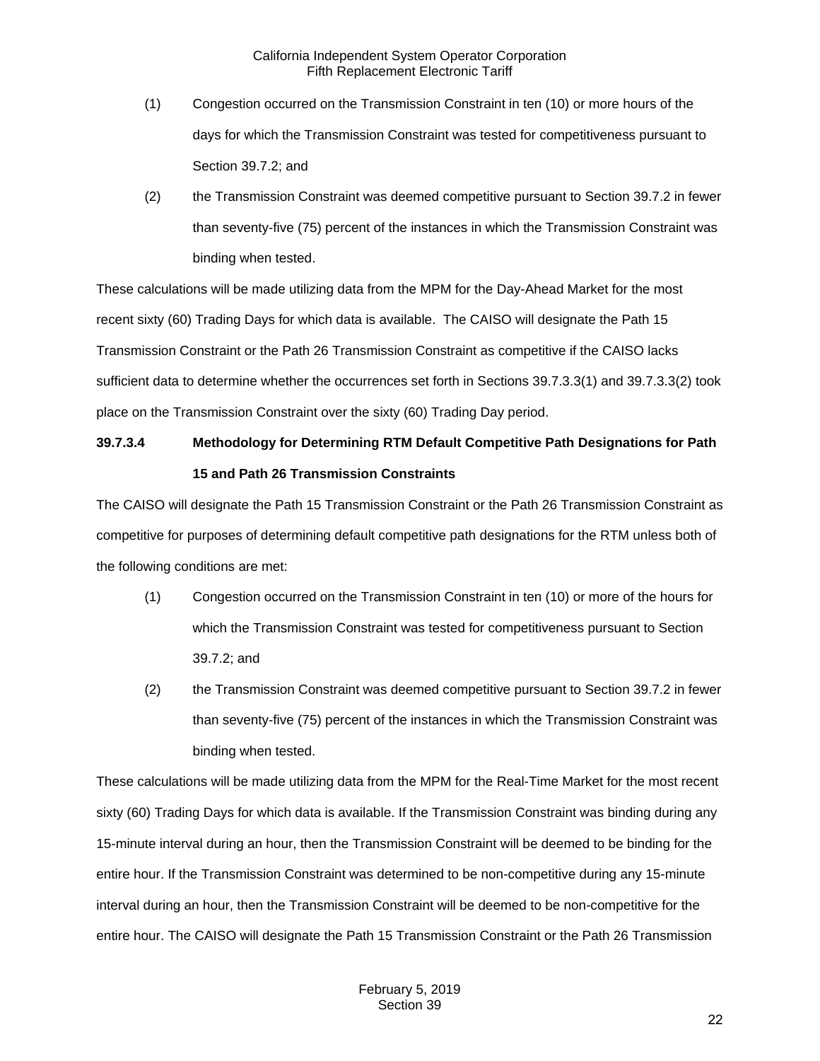(1) Congestion occurred on the Transmission Constraint in ten (10) or more hours of the days for which the Transmission Constraint was tested for competitiveness pursuant to Section 39.7.2; and

(2) the Transmission Constraint was deemed competitive pursuant to Section 39.7.2 in fewer than seventy-five (75) percent of the instances in which the Transmission Constraint was binding when tested.

These calculations will be made utilizing data from the MPM for the Day-Ahead Market for the most recent sixty (60) Trading Days for which data is available. The CAISO will designate the Path 15 Transmission Constraint or the Path 26 Transmission Constraint as competitive if the CAISO lacks sufficient data to determine whether the occurrences set forth in Sections 39.7.3.3(1) and 39.7.3.3(2) took place on the Transmission Constraint over the sixty (60) Trading Day period.

**39.7.3.4 Methodology for Determining RTM Default Competitive Path Designations for Path 15 and Path 26 Transmission Constraints**

The CAISO will designate the Path 15 Transmission Constraint or the Path 26 Transmission Constraint as competitive for purposes of determining default competitive path designations for the RTM unless both of the following conditions are met:

(1) Congestion occurred on the Transmission Constraint in ten (10) or more of the hours for which the Transmission Constraint was tested for competitiveness pursuant to Section 39.7.2; and

(2) the Transmission Constraint was deemed competitive pursuant to Section 39.7.2 in fewer than seventy-five (75) percent of the instances in which the Transmission Constraint was binding when tested.

These calculations will be made utilizing data from the MPM for the Real-Time Market for the most recent sixty (60) Trading Days for which data is available. If the Transmission Constraint was binding during any 15-minute interval during an hour, then the Transmission Constraint will be deemed to be binding for the entire hour. If the Transmission Constraint was determined to be non-competitive during any 15-minute interval during an hour, then the Transmission Constraint will be deemed to be non-competitive for the entire hour. The CAISO will designate the Path 15 Transmission Constraint or the Path 26 Transmission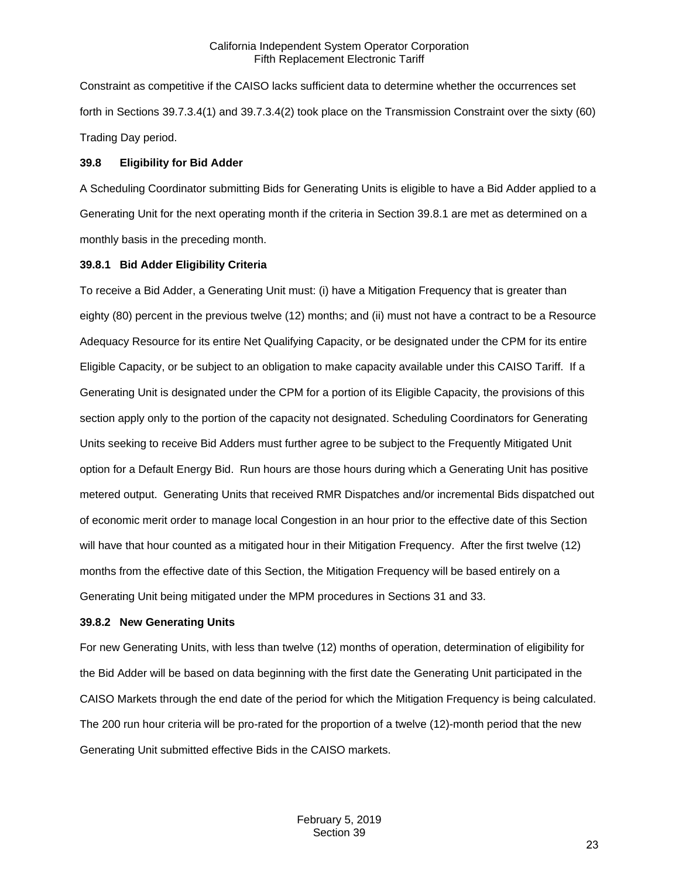Constraint as competitive if the CAISO lacks sufficient data to determine whether the occurrences set forth in Sections 39.7.3.4(1) and 39.7.3.4(2) took place on the Transmission Constraint over the sixty (60) Trading Day period.

### 39.8 Eligibility for Bid Adder

A Scheduling Coordinator submitting Bids for Generating Units is eligible to have a Bid Adder applied to a Generating Unit for the next operating month if the criteria in Section 39.8.1 are met as determined on a monthly basis in the preceding month.

#### 39.8.1 Bid Adder Eligibility Criteria

To receive a Bid Adder, a Generating Unit must: (i) have a Mitigation Frequency that is greater than eighty (80) percent in the previous twelve (12) months; and (ii) must not have a contract to be a Resource Adequacy Resource for its entire Net Qualifying Capacity, or be designated under the CPM for its entire Eligible Capacity, or be subject to an obligation to make capacity available under this CAISO Tariff. If a Generating Unit is designated under the CPM for a portion of its Eligible Capacity, the provisions of this section apply only to the portion of the capacity not designated. Scheduling Coordinators for Generating Units seeking to receive Bid Adders must further agree to be subject to the Frequently Mitigated Unit option for a Default Energy Bid. Run hours are those hours during which a Generating Unit has positive metered output. Generating Units that received RMR Dispatches and/or incremental Bids dispatched out of economic merit order to manage local Congestion in an hour prior to the effective date of this Section will have that hour counted as a mitigated hour in their Mitigation Frequency. After the first twelve (12) months from the effective date of this Section, the Mitigation Frequency will be based entirely on a Generating Unit being mitigated under the MPM procedures in Sections 31 and 33.

#### 39.8.2 New Generating Units

For new Generating Units, with less than twelve (12) months of operation, determination of eligibility for the Bid Adder will be based on data beginning with the first date the Generating Unit participated in the CAISO Markets through the end date of the period for which the Mitigation Frequency is being calculated. The 200 run hour criteria will be pro-rated for the proportion of a twelve (12)-month period that the new Generating Unit submitted effective Bids in the CAISO markets.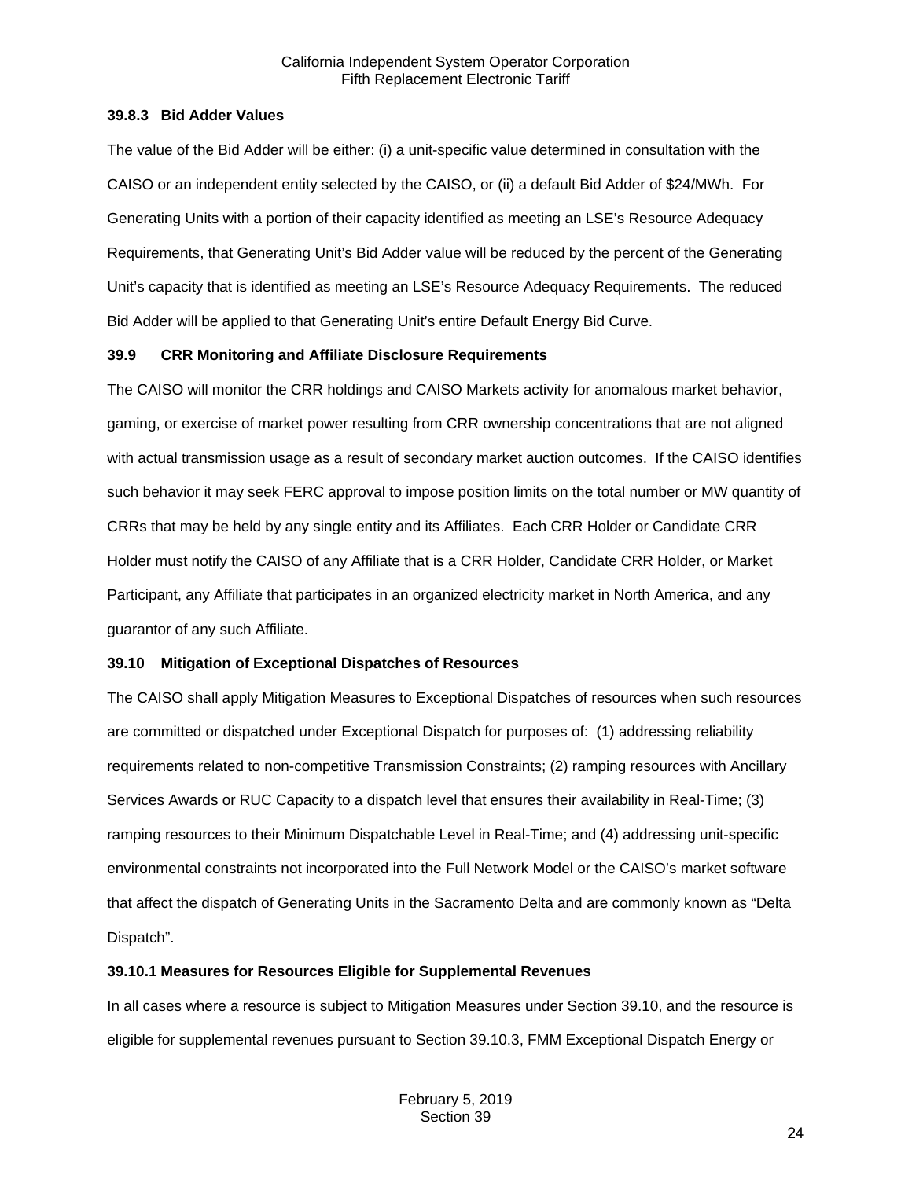### 39.8.3 Bid Adder Values

The value of the Bid Adder will be either: (i) a unit-specific value determined in consultation with the CAISO or an independent entity selected by the CAISO, or (ii) a default Bid Adder of $24/MWh. For Generating Units with a portion of their capacity identified as meeting an LSE's Resource Adequacy Requirements, that Generating Unit's Bid Adder value will be reduced by the percent of the Generating Unit's capacity that is identified as meeting an LSE's Resource Adequacy Requirements. The reduced Bid Adder will be applied to that Generating Unit's entire Default Energy Bid Curve.

## 39.9 CRR Monitoring and Affiliate Disclosure Requirements

The CAISO will monitor the CRR holdings and CAISO Markets activity for anomalous market behavior, gaming, or exercise of market power resulting from CRR ownership concentrations that are not aligned with actual transmission usage as a result of secondary market auction outcomes. If the CAISO identifies such behavior it may seek FERC approval to impose position limits on the total number or MW quantity of CRRs that may be held by any single entity and its Affiliates. Each CRR Holder or Candidate CRR Holder must notify the CAISO of any Affiliate that is a CRR Holder, Candidate CRR Holder, or Market Participant, any Affiliate that participates in an organized electricity market in North America, and any guarantor of any such Affiliate.

## 39.10 Mitigation of Exceptional Dispatches of Resources

The CAISO shall apply Mitigation Measures to Exceptional Dispatches of resources when such resources are committed or dispatched under Exceptional Dispatch for purposes of: (1) addressing reliability requirements related to non-competitive Transmission Constraints; (2) ramping resources with Ancillary Services Awards or RUC Capacity to a dispatch level that ensures their availability in Real-Time; (3) ramping resources to their Minimum Dispatchable Level in Real-Time; and (4) addressing unit-specific environmental constraints not incorporated into the Full Network Model or the CAISO's market software that affect the dispatch of Generating Units in the Sacramento Delta and are commonly known as "Delta Dispatch".

### 39.10.1 Measures for Resources Eligible for Supplemental Revenues

In all cases where a resource is subject to Mitigation Measures under Section 39.10, and the resource is eligible for supplemental revenues pursuant to Section 39.10.3, FMM Exceptional Dispatch Energy or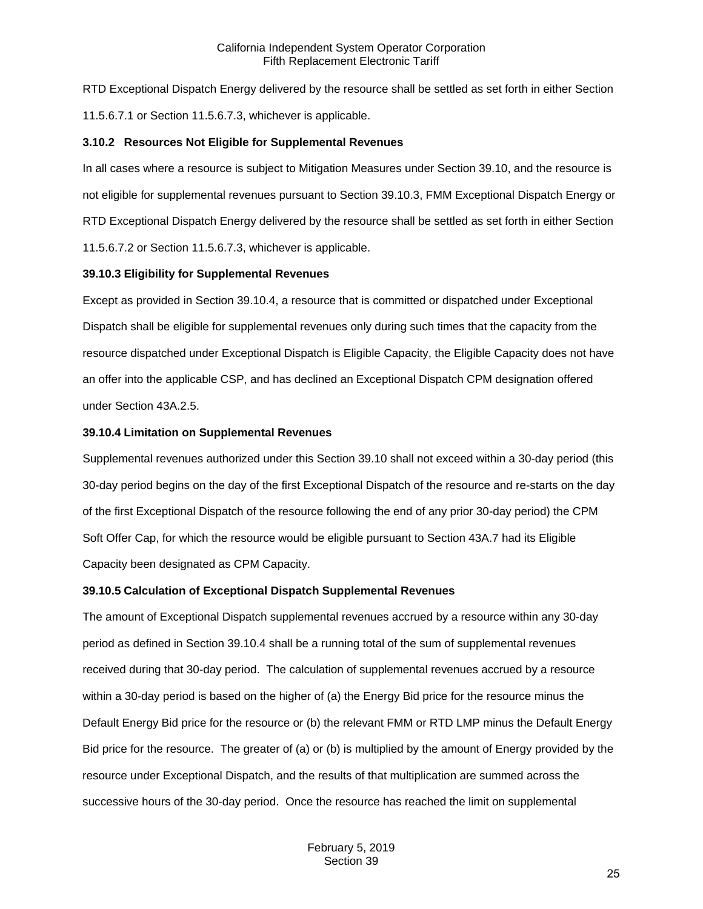RTD Exceptional Dispatch Energy delivered by the resource shall be settled as set forth in either Section 11.5.6.7.1 or Section 11.5.6.7.3, whichever is applicable.

### 3.10.2 Resources Not Eligible for Supplemental Revenues

In all cases where a resource is subject to Mitigation Measures under Section 39.10, and the resource is not eligible for supplemental revenues pursuant to Section 39.10.3, FMM Exceptional Dispatch Energy or RTD Exceptional Dispatch Energy delivered by the resource shall be settled as set forth in either Section 11.5.6.7.2 or Section 11.5.6.7.3, whichever is applicable.

### 39.10.3 Eligibility for Supplemental Revenues

Except as provided in Section 39.10.4, a resource that is committed or dispatched under Exceptional Dispatch shall be eligible for supplemental revenues only during such times that the capacity from the resource dispatched under Exceptional Dispatch is Eligible Capacity, the Eligible Capacity does not have an offer into the applicable CSP, and has declined an Exceptional Dispatch CPM designation offered under Section 43A.2.5.

### 39.10.4 Limitation on Supplemental Revenues

Supplemental revenues authorized under this Section 39.10 shall not exceed within a 30-day period (this 30-day period begins on the day of the first Exceptional Dispatch of the resource and re-starts on the day of the first Exceptional Dispatch of the resource following the end of any prior 30-day period) the CPM Soft Offer Cap, for which the resource would be eligible pursuant to Section 43A.7 had its Eligible Capacity been designated as CPM Capacity.

### 39.10.5 Calculation of Exceptional Dispatch Supplemental Revenues

The amount of Exceptional Dispatch supplemental revenues accrued by a resource within any 30-day period as defined in Section 39.10.4 shall be a running total of the sum of supplemental revenues received during that 30-day period. The calculation of supplemental revenues accrued by a resource within a 30-day period is based on the higher of (a) the Energy Bid price for the resource minus the Default Energy Bid price for the resource or (b) the relevant FMM or RTD LMP minus the Default Energy Bid price for the resource. The greater of (a) or (b) is multiplied by the amount of Energy provided by the resource under Exceptional Dispatch, and the results of that multiplication are summed across the successive hours of the 30-day period. Once the resource has reached the limit on supplemental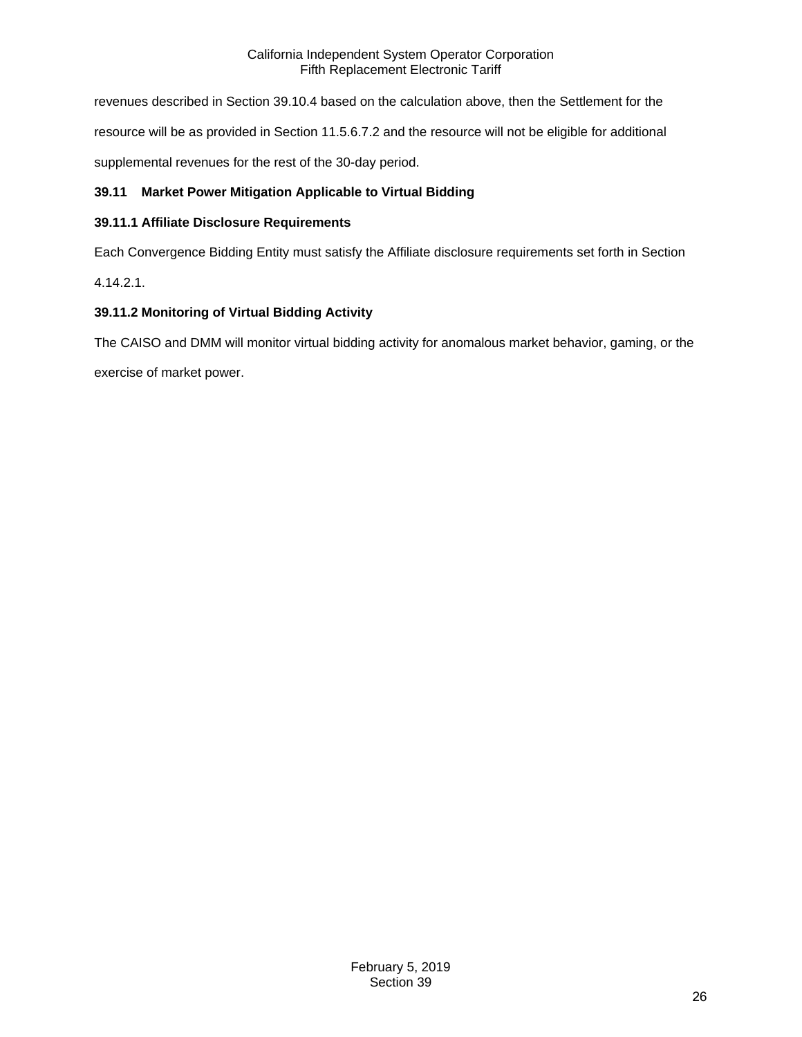revenues described in Section 39.10.4 based on the calculation above, then the Settlement for the resource will be as provided in Section 11.5.6.7.2 and the resource will not be eligible for additional supplemental revenues for the rest of the 30-day period.

## 39.11 Market Power Mitigation Applicable to Virtual Bidding

### 39.11.1 Affiliate Disclosure Requirements

Each Convergence Bidding Entity must satisfy the Affiliate disclosure requirements set forth in Section 4.14.2.1.

### 39.11.2 Monitoring of Virtual Bidding Activity

The CAISO and DMM will monitor virtual bidding activity for anomalous market behavior, gaming, or the exercise of market power.